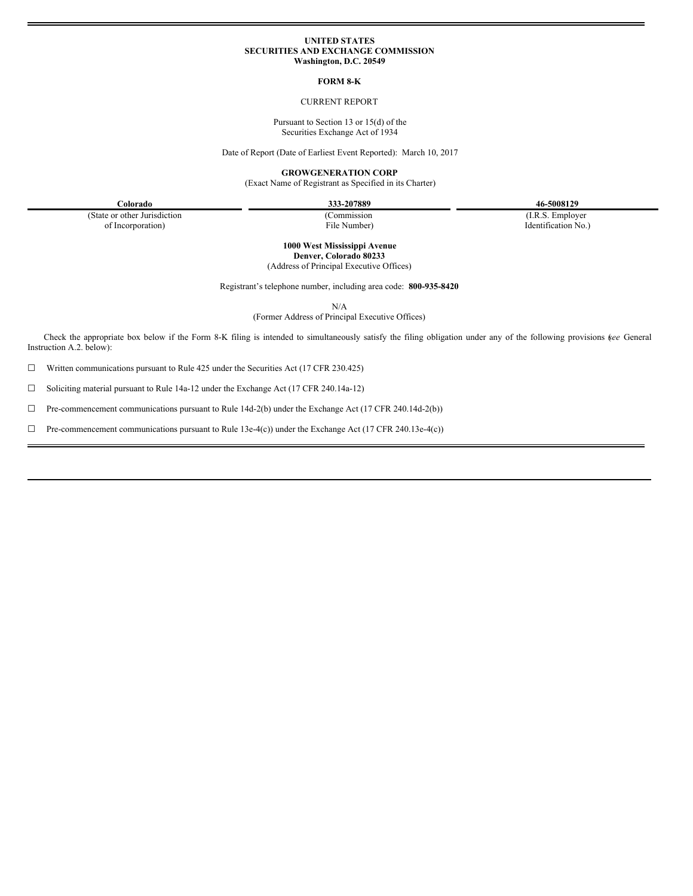**UNITED STATES**
**SECURITIES AND EXCHANGE COMMISSION**
**Washington, D.C. 20549**

**FORM 8-K**

CURRENT REPORT

Pursuant to Section 13 or 15(d) of the
Securities Exchange Act of 1934

Date of Report (Date of Earliest Event Reported): March 10, 2017

**GROWGENERATION CORP**
(Exact Name of Registrant as Specified in its Charter)

| **Colorado** | **333-207889** | **46-5008129** |
|---|---|---|
| (State or other Jurisdiction of Incorporation) | (Commission File Number) | (I.R.S. Employer Identification No.) |

**1000 West Mississippi Avenue**
**Denver, Colorado 80233**
(Address of Principal Executive Offices)

Registrant's telephone number, including area code: **800-935-8420**

N/A
(Former Address of Principal Executive Offices)

Check the appropriate box below if the Form 8-K filing is intended to simultaneously satisfy the filing obligation under any of the following provisions (*see* General Instruction A.2. below):

☐ Written communications pursuant to Rule 425 under the Securities Act (17 CFR 230.425)

☐ Soliciting material pursuant to Rule 14a-12 under the Exchange Act (17 CFR 240.14a-12)

☐ Pre-commencement communications pursuant to Rule 14d-2(b) under the Exchange Act (17 CFR 240.14d-2(b))

☐ Pre-commencement communications pursuant to Rule 13e-4(c)) under the Exchange Act (17 CFR 240.13e-4(c))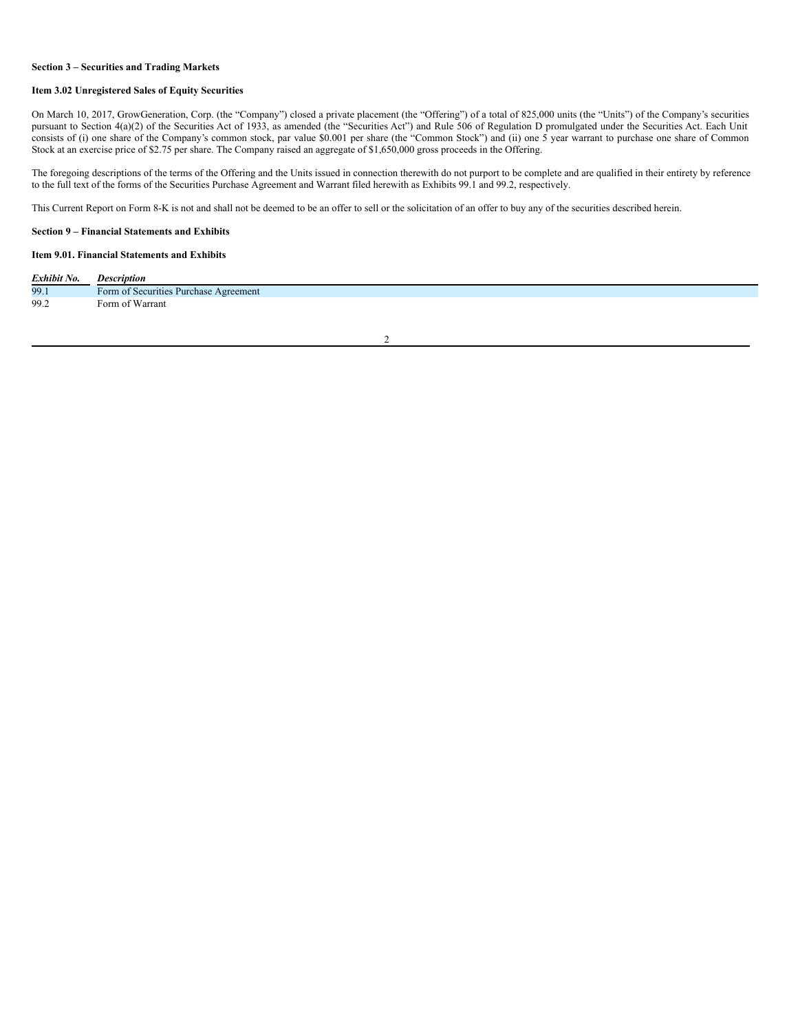**Section 3 – Securities and Trading Markets**

**Item 3.02 Unregistered Sales of Equity Securities**

On March 10, 2017, GrowGeneration, Corp. (the "Company") closed a private placement (the "Offering") of a total of 825,000 units (the "Units") of the Company's securities pursuant to Section 4(a)(2) of the Securities Act of 1933, as amended (the "Securities Act") and Rule 506 of Regulation D promulgated under the Securities Act. Each Unit consists of (i) one share of the Company's common stock, par value $0.001 per share (the "Common Stock") and (ii) one 5 year warrant to purchase one share of Common Stock at an exercise price of $2.75 per share. The Company raised an aggregate of $1,650,000 gross proceeds in the Offering.

The foregoing descriptions of the terms of the Offering and the Units issued in connection therewith do not purport to be complete and are qualified in their entirety by reference to the full text of the forms of the Securities Purchase Agreement and Warrant filed herewith as Exhibits 99.1 and 99.2, respectively.

This Current Report on Form 8-K is not and shall not be deemed to be an offer to sell or the solicitation of an offer to buy any of the securities described herein.

**Section 9 – Financial Statements and Exhibits**

**Item 9.01. Financial Statements and Exhibits**

| *Exhibit No.* | *Description* |
| --- | --- |
| 99.1 | Form of Securities Purchase Agreement |
| 99.2 | Form of Warrant |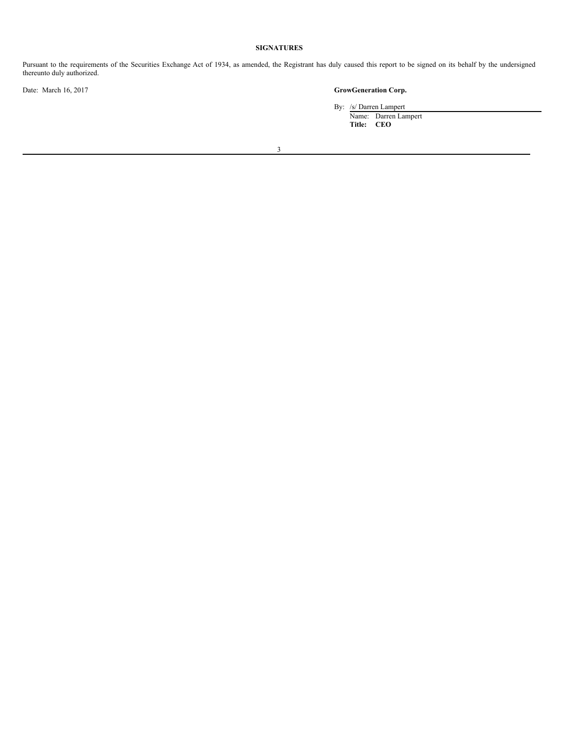**SIGNATURES**

Pursuant to the requirements of the Securities Exchange Act of 1934, as amended, the Registrant has duly caused this report to be signed on its behalf by the undersigned thereunto duly authorized.

Date: March 16, 2017

**GrowGeneration Corp.**

By: /s/ Darren Lampert
Name: Darren Lampert
**Title: CEO**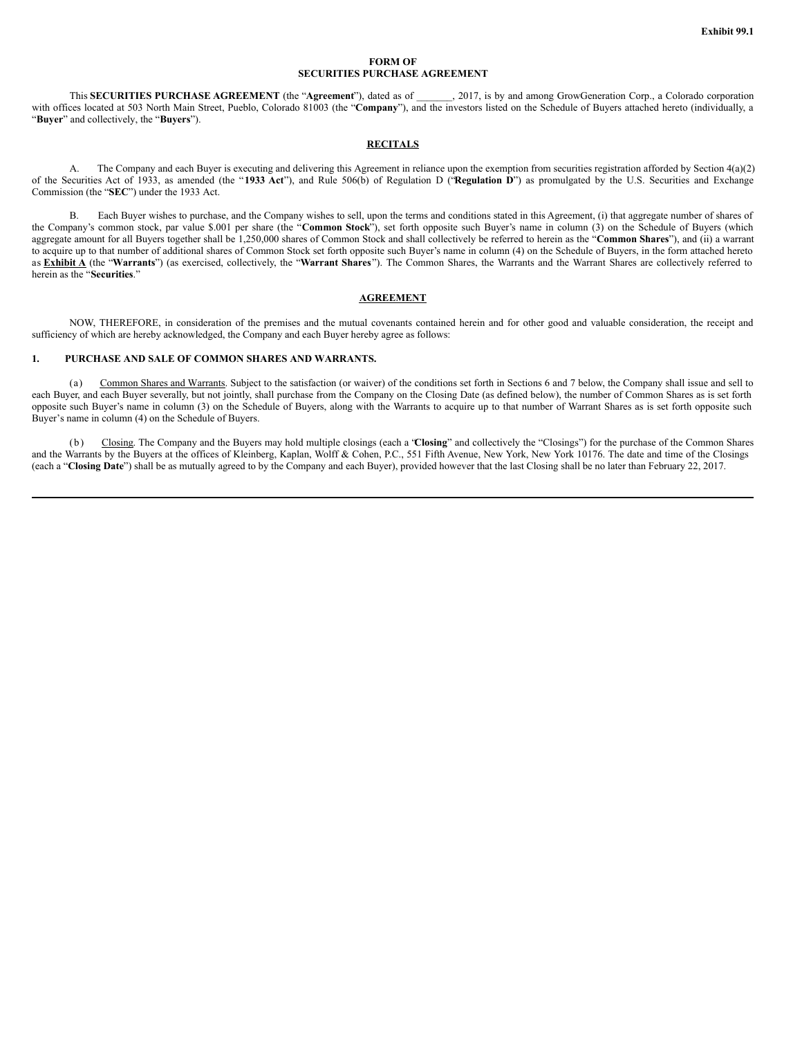Exhibit 99.1

# FORM OF
# SECURITIES PURCHASE AGREEMENT

This **SECURITIES PURCHASE AGREEMENT** (the "**Agreement**"), dated as of _______, 2017, is by and among GrowGeneration Corp., a Colorado corporation with offices located at 503 North Main Street, Pueblo, Colorado 81003 (the "**Company**"), and the investors listed on the Schedule of Buyers attached hereto (individually, a "**Buyer**" and collectively, the "**Buyers**").

## RECITALS

A. The Company and each Buyer is executing and delivering this Agreement in reliance upon the exemption from securities registration afforded by Section 4(a)(2) of the Securities Act of 1933, as amended (the "**1933 Act**"), and Rule 506(b) of Regulation D ("**Regulation D**") as promulgated by the U.S. Securities and Exchange Commission (the "**SEC**") under the 1933 Act.

B. Each Buyer wishes to purchase, and the Company wishes to sell, upon the terms and conditions stated in this Agreement, (i) that aggregate number of shares of the Company's common stock, par value $.001 per share (the "**Common Stock**"), set forth opposite such Buyer's name in column (3) on the Schedule of Buyers (which aggregate amount for all Buyers together shall be 1,250,000 shares of Common Stock and shall collectively be referred to herein as the "**Common Shares**"), and (ii) a warrant to acquire up to that number of additional shares of Common Stock set forth opposite such Buyer's name in column (4) on the Schedule of Buyers, in the form attached hereto as **Exhibit A** (the "**Warrants**") (as exercised, collectively, the "**Warrant Shares**"). The Common Shares, the Warrants and the Warrant Shares are collectively referred to herein as the "**Securities**."

## AGREEMENT

NOW, THEREFORE, in consideration of the premises and the mutual covenants contained herein and for other good and valuable consideration, the receipt and sufficiency of which are hereby acknowledged, the Company and each Buyer hereby agree as follows:

### 1. PURCHASE AND SALE OF COMMON SHARES AND WARRANTS.

(a) Common Shares and Warrants. Subject to the satisfaction (or waiver) of the conditions set forth in Sections 6 and 7 below, the Company shall issue and sell to each Buyer, and each Buyer severally, but not jointly, shall purchase from the Company on the Closing Date (as defined below), the number of Common Shares as is set forth opposite such Buyer's name in column (3) on the Schedule of Buyers, along with the Warrants to acquire up to that number of Warrant Shares as is set forth opposite such Buyer's name in column (4) on the Schedule of Buyers.

(b) Closing. The Company and the Buyers may hold multiple closings (each a '**Closing**" and collectively the "Closings") for the purchase of the Common Shares and the Warrants by the Buyers at the offices of Kleinberg, Kaplan, Wolff & Cohen, P.C., 551 Fifth Avenue, New York, New York 10176. The date and time of the Closings (each a "**Closing Date**") shall be as mutually agreed to by the Company and each Buyer), provided however that the last Closing shall be no later than February 22, 2017.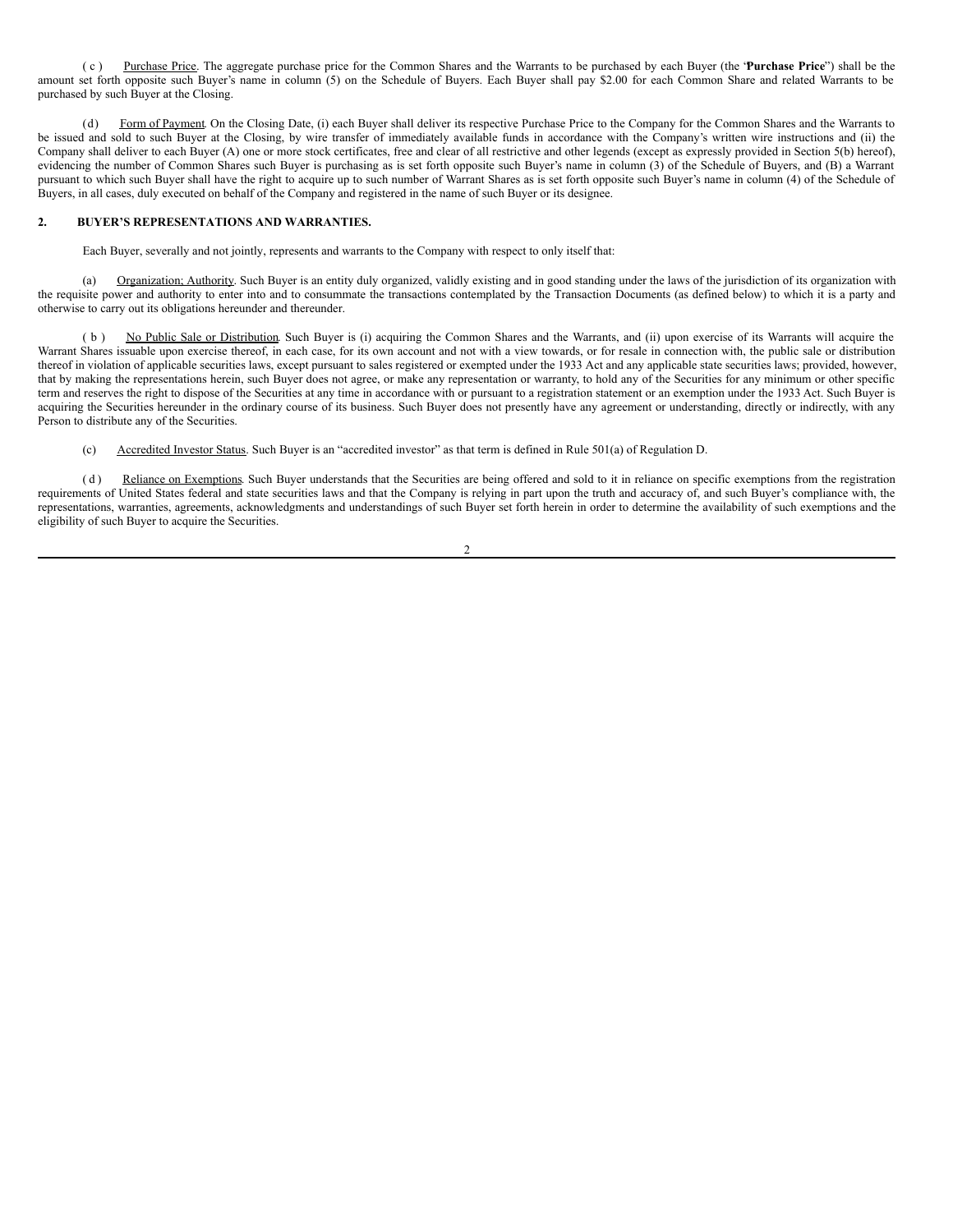(c) Purchase Price. The aggregate purchase price for the Common Shares and the Warrants to be purchased by each Buyer (the "**Purchase Price**") shall be the amount set forth opposite such Buyer's name in column (5) on the Schedule of Buyers. Each Buyer shall pay $2.00 for each Common Share and related Warrants to be purchased by such Buyer at the Closing.

(d) Form of Payment. On the Closing Date, (i) each Buyer shall deliver its respective Purchase Price to the Company for the Common Shares and the Warrants to be issued and sold to such Buyer at the Closing, by wire transfer of immediately available funds in accordance with the Company's written wire instructions and (ii) the Company shall deliver to each Buyer (A) one or more stock certificates, free and clear of all restrictive and other legends (except as expressly provided in Section 5(b) hereof), evidencing the number of Common Shares such Buyer is purchasing as is set forth opposite such Buyer's name in column (3) of the Schedule of Buyers, and (B) a Warrant pursuant to which such Buyer shall have the right to acquire up to such number of Warrant Shares as is set forth opposite such Buyer's name in column (4) of the Schedule of Buyers, in all cases, duly executed on behalf of the Company and registered in the name of such Buyer or its designee.

## 2. BUYER'S REPRESENTATIONS AND WARRANTIES.

Each Buyer, severally and not jointly, represents and warrants to the Company with respect to only itself that:

(a) Organization; Authority. Such Buyer is an entity duly organized, validly existing and in good standing under the laws of the jurisdiction of its organization with the requisite power and authority to enter into and to consummate the transactions contemplated by the Transaction Documents (as defined below) to which it is a party and otherwise to carry out its obligations hereunder and thereunder.

(b) No Public Sale or Distribution. Such Buyer is (i) acquiring the Common Shares and the Warrants, and (ii) upon exercise of its Warrants will acquire the Warrant Shares issuable upon exercise thereof, in each case, for its own account and not with a view towards, or for resale in connection with, the public sale or distribution thereof in violation of applicable securities laws, except pursuant to sales registered or exempted under the 1933 Act and any applicable state securities laws; provided, however, that by making the representations herein, such Buyer does not agree, or make any representation or warranty, to hold any of the Securities for any minimum or other specific term and reserves the right to dispose of the Securities at any time in accordance with or pursuant to a registration statement or an exemption under the 1933 Act. Such Buyer is acquiring the Securities hereunder in the ordinary course of its business. Such Buyer does not presently have any agreement or understanding, directly or indirectly, with any Person to distribute any of the Securities.

(c) Accredited Investor Status. Such Buyer is an "accredited investor" as that term is defined in Rule 501(a) of Regulation D.

(d) Reliance on Exemptions. Such Buyer understands that the Securities are being offered and sold to it in reliance on specific exemptions from the registration requirements of United States federal and state securities laws and that the Company is relying in part upon the truth and accuracy of, and such Buyer's compliance with, the representations, warranties, agreements, acknowledgments and understandings of such Buyer set forth herein in order to determine the availability of such exemptions and the eligibility of such Buyer to acquire the Securities.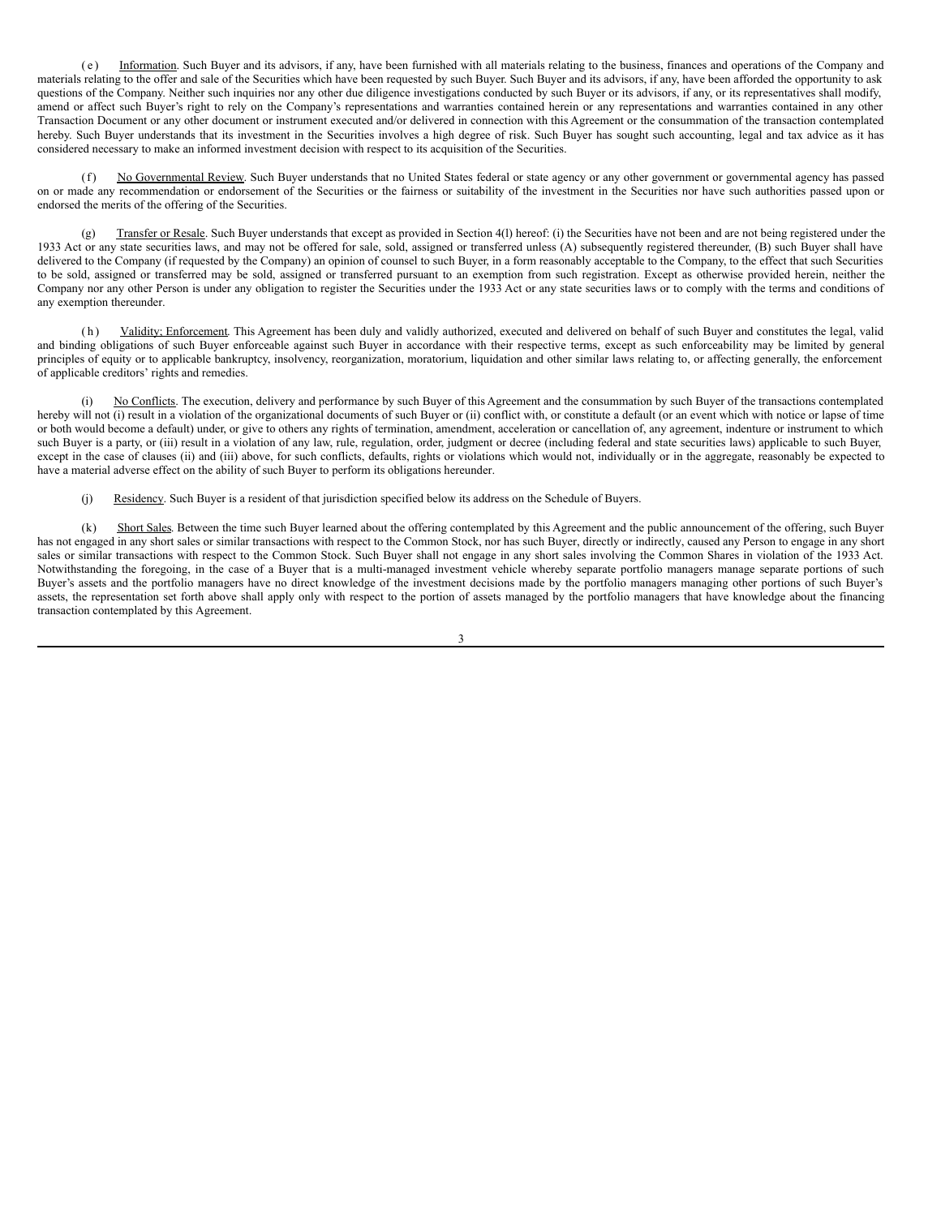(e) Information. Such Buyer and its advisors, if any, have been furnished with all materials relating to the business, finances and operations of the Company and materials relating to the offer and sale of the Securities which have been requested by such Buyer. Such Buyer and its advisors, if any, have been afforded the opportunity to ask questions of the Company. Neither such inquiries nor any other due diligence investigations conducted by such Buyer or its advisors, if any, or its representatives shall modify, amend or affect such Buyer's right to rely on the Company's representations and warranties contained herein or any representations and warranties contained in any other Transaction Document or any other document or instrument executed and/or delivered in connection with this Agreement or the consummation of the transaction contemplated hereby. Such Buyer understands that its investment in the Securities involves a high degree of risk. Such Buyer has sought such accounting, legal and tax advice as it has considered necessary to make an informed investment decision with respect to its acquisition of the Securities.

(f) No Governmental Review. Such Buyer understands that no United States federal or state agency or any other government or governmental agency has passed on or made any recommendation or endorsement of the Securities or the fairness or suitability of the investment in the Securities nor have such authorities passed upon or endorsed the merits of the offering of the Securities.

(g) Transfer or Resale. Such Buyer understands that except as provided in Section 4(l) hereof: (i) the Securities have not been and are not being registered under the 1933 Act or any state securities laws, and may not be offered for sale, sold, assigned or transferred unless (A) subsequently registered thereunder, (B) such Buyer shall have delivered to the Company (if requested by the Company) an opinion of counsel to such Buyer, in a form reasonably acceptable to the Company, to the effect that such Securities to be sold, assigned or transferred may be sold, assigned or transferred pursuant to an exemption from such registration. Except as otherwise provided herein, neither the Company nor any other Person is under any obligation to register the Securities under the 1933 Act or any state securities laws or to comply with the terms and conditions of any exemption thereunder.

(h) Validity; Enforcement. This Agreement has been duly and validly authorized, executed and delivered on behalf of such Buyer and constitutes the legal, valid and binding obligations of such Buyer enforceable against such Buyer in accordance with their respective terms, except as such enforceability may be limited by general principles of equity or to applicable bankruptcy, insolvency, reorganization, moratorium, liquidation and other similar laws relating to, or affecting generally, the enforcement of applicable creditors' rights and remedies.

(i) No Conflicts. The execution, delivery and performance by such Buyer of this Agreement and the consummation by such Buyer of the transactions contemplated hereby will not (i) result in a violation of the organizational documents of such Buyer or (ii) conflict with, or constitute a default (or an event which with notice or lapse of time or both would become a default) under, or give to others any rights of termination, amendment, acceleration or cancellation of, any agreement, indenture or instrument to which such Buyer is a party, or (iii) result in a violation of any law, rule, regulation, order, judgment or decree (including federal and state securities laws) applicable to such Buyer, except in the case of clauses (ii) and (iii) above, for such conflicts, defaults, rights or violations which would not, individually or in the aggregate, reasonably be expected to have a material adverse effect on the ability of such Buyer to perform its obligations hereunder.

(j) Residency. Such Buyer is a resident of that jurisdiction specified below its address on the Schedule of Buyers.

(k) Short Sales. Between the time such Buyer learned about the offering contemplated by this Agreement and the public announcement of the offering, such Buyer has not engaged in any short sales or similar transactions with respect to the Common Stock, nor has such Buyer, directly or indirectly, caused any Person to engage in any short sales or similar transactions with respect to the Common Stock. Such Buyer shall not engage in any short sales involving the Common Shares in violation of the 1933 Act. Notwithstanding the foregoing, in the case of a Buyer that is a multi-managed investment vehicle whereby separate portfolio managers manage separate portions of such Buyer's assets and the portfolio managers have no direct knowledge of the investment decisions made by the portfolio managers managing other portions of such Buyer's assets, the representation set forth above shall apply only with respect to the portion of assets managed by the portfolio managers that have knowledge about the financing transaction contemplated by this Agreement.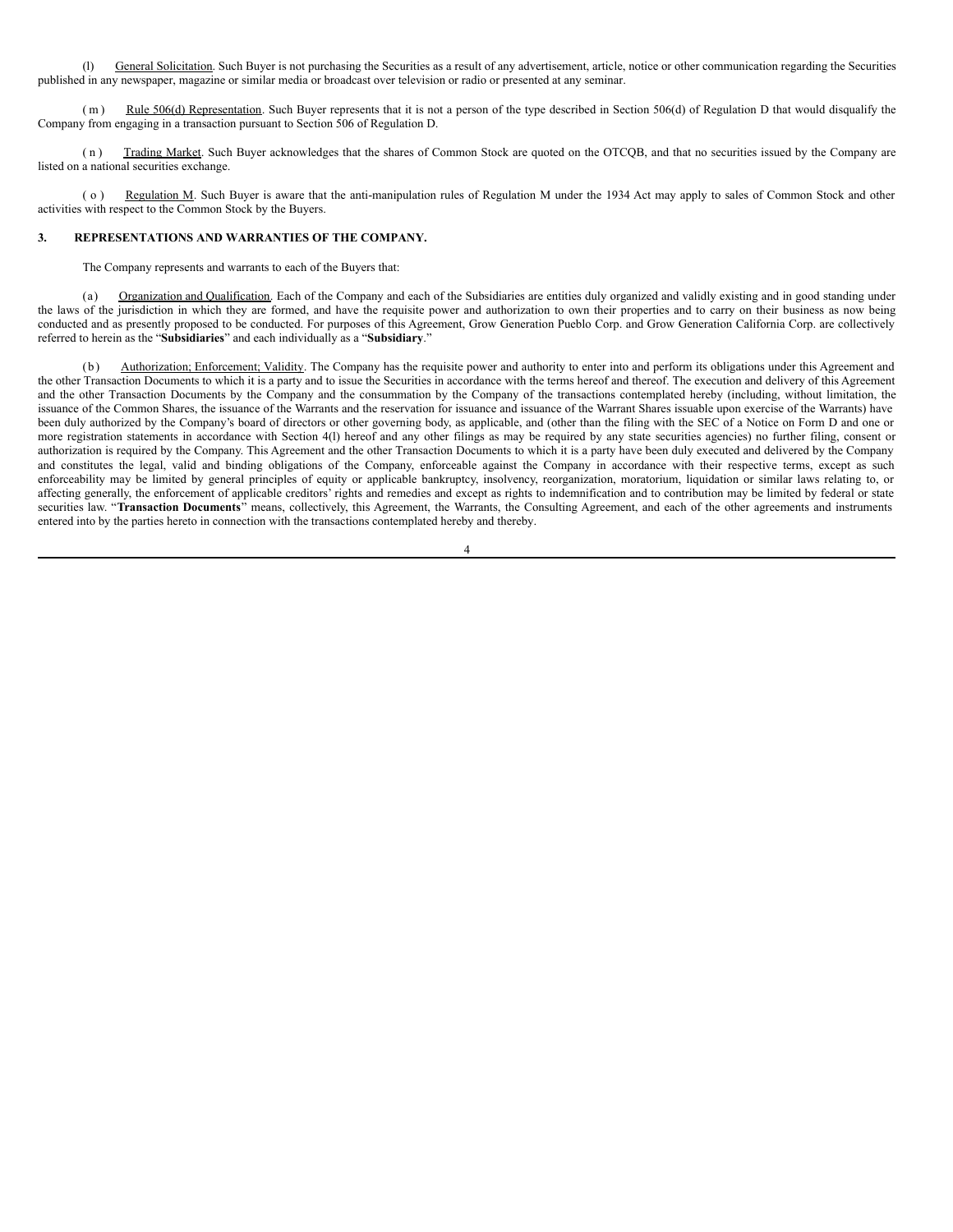(l) General Solicitation. Such Buyer is not purchasing the Securities as a result of any advertisement, article, notice or other communication regarding the Securities published in any newspaper, magazine or similar media or broadcast over television or radio or presented at any seminar.

(m) Rule 506(d) Representation. Such Buyer represents that it is not a person of the type described in Section 506(d) of Regulation D that would disqualify the Company from engaging in a transaction pursuant to Section 506 of Regulation D.

(n) Trading Market. Such Buyer acknowledges that the shares of Common Stock are quoted on the OTCQB, and that no securities issued by the Company are listed on a national securities exchange.

(o) Regulation M. Such Buyer is aware that the anti-manipulation rules of Regulation M under the 1934 Act may apply to sales of Common Stock and other activities with respect to the Common Stock by the Buyers.

### 3. REPRESENTATIONS AND WARRANTIES OF THE COMPANY.

The Company represents and warrants to each of the Buyers that:

(a) Organization and Qualification. Each of the Company and each of the Subsidiaries are entities duly organized and validly existing and in good standing under the laws of the jurisdiction in which they are formed, and have the requisite power and authorization to own their properties and to carry on their business as now being conducted and as presently proposed to be conducted. For purposes of this Agreement, Grow Generation Pueblo Corp. and Grow Generation California Corp. are collectively referred to herein as the "**Subsidiaries**" and each individually as a "**Subsidiary**."

(b) Authorization; Enforcement; Validity. The Company has the requisite power and authority to enter into and perform its obligations under this Agreement and the other Transaction Documents to which it is a party and to issue the Securities in accordance with the terms hereof and thereof. The execution and delivery of this Agreement and the other Transaction Documents by the Company and the consummation by the Company of the transactions contemplated hereby (including, without limitation, the issuance of the Common Shares, the issuance of the Warrants and the reservation for issuance and issuance of the Warrant Shares issuable upon exercise of the Warrants) have been duly authorized by the Company's board of directors or other governing body, as applicable, and (other than the filing with the SEC of a Notice on Form D and one or more registration statements in accordance with Section 4(l) hereof and any other filings as may be required by any state securities agencies) no further filing, consent or authorization is required by the Company. This Agreement and the other Transaction Documents to which it is a party have been duly executed and delivered by the Company and constitutes the legal, valid and binding obligations of the Company, enforceable against the Company in accordance with their respective terms, except as such enforceability may be limited by general principles of equity or applicable bankruptcy, insolvency, reorganization, moratorium, liquidation or similar laws relating to, or affecting generally, the enforcement of applicable creditors' rights and remedies and except as rights to indemnification and to contribution may be limited by federal or state securities law. "**Transaction Documents**" means, collectively, this Agreement, the Warrants, the Consulting Agreement, and each of the other agreements and instruments entered into by the parties hereto in connection with the transactions contemplated hereby and thereby.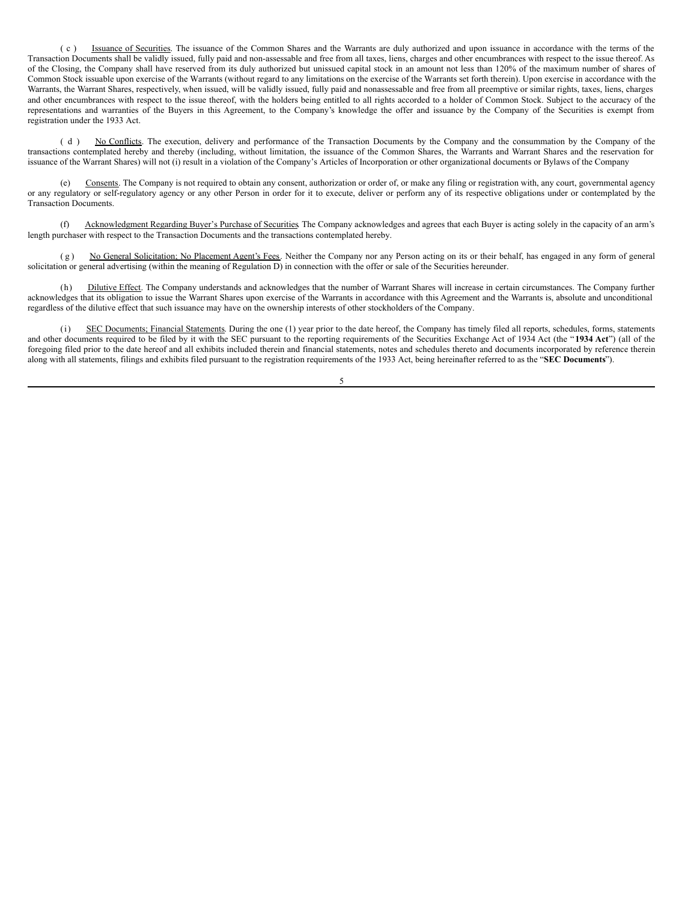(c) Issuance of Securities. The issuance of the Common Shares and the Warrants are duly authorized and upon issuance in accordance with the terms of the Transaction Documents shall be validly issued, fully paid and non-assessable and free from all taxes, liens, charges and other encumbrances with respect to the issue thereof. As of the Closing, the Company shall have reserved from its duly authorized but unissued capital stock in an amount not less than 120% of the maximum number of shares of Common Stock issuable upon exercise of the Warrants (without regard to any limitations on the exercise of the Warrants set forth therein). Upon exercise in accordance with the Warrants, the Warrant Shares, respectively, when issued, will be validly issued, fully paid and nonassessable and free from all preemptive or similar rights, taxes, liens, charges and other encumbrances with respect to the issue thereof, with the holders being entitled to all rights accorded to a holder of Common Stock. Subject to the accuracy of the representations and warranties of the Buyers in this Agreement, to the Company's knowledge the offer and issuance by the Company of the Securities is exempt from registration under the 1933 Act.

(d) No Conflicts. The execution, delivery and performance of the Transaction Documents by the Company and the consummation by the Company of the transactions contemplated hereby and thereby (including, without limitation, the issuance of the Common Shares, the Warrants and Warrant Shares and the reservation for issuance of the Warrant Shares) will not (i) result in a violation of the Company's Articles of Incorporation or other organizational documents or Bylaws of the Company

(e) Consents. The Company is not required to obtain any consent, authorization or order of, or make any filing or registration with, any court, governmental agency or any regulatory or self-regulatory agency or any other Person in order for it to execute, deliver or perform any of its respective obligations under or contemplated by the Transaction Documents.

(f) Acknowledgment Regarding Buyer's Purchase of Securities. The Company acknowledges and agrees that each Buyer is acting solely in the capacity of an arm's length purchaser with respect to the Transaction Documents and the transactions contemplated hereby.

(g) No General Solicitation; No Placement Agent's Fees. Neither the Company nor any Person acting on its or their behalf, has engaged in any form of general solicitation or general advertising (within the meaning of Regulation D) in connection with the offer or sale of the Securities hereunder.

(h) Dilutive Effect. The Company understands and acknowledges that the number of Warrant Shares will increase in certain circumstances. The Company further acknowledges that its obligation to issue the Warrant Shares upon exercise of the Warrants in accordance with this Agreement and the Warrants is, absolute and unconditional regardless of the dilutive effect that such issuance may have on the ownership interests of other stockholders of the Company.

(i) SEC Documents; Financial Statements. During the one (1) year prior to the date hereof, the Company has timely filed all reports, schedules, forms, statements and other documents required to be filed by it with the SEC pursuant to the reporting requirements of the Securities Exchange Act of 1934 Act (the "**1934 Act**") (all of the foregoing filed prior to the date hereof and all exhibits included therein and financial statements, notes and schedules thereto and documents incorporated by reference therein along with all statements, filings and exhibits filed pursuant to the registration requirements of the 1933 Act, being hereinafter referred to as the "**SEC Documents**").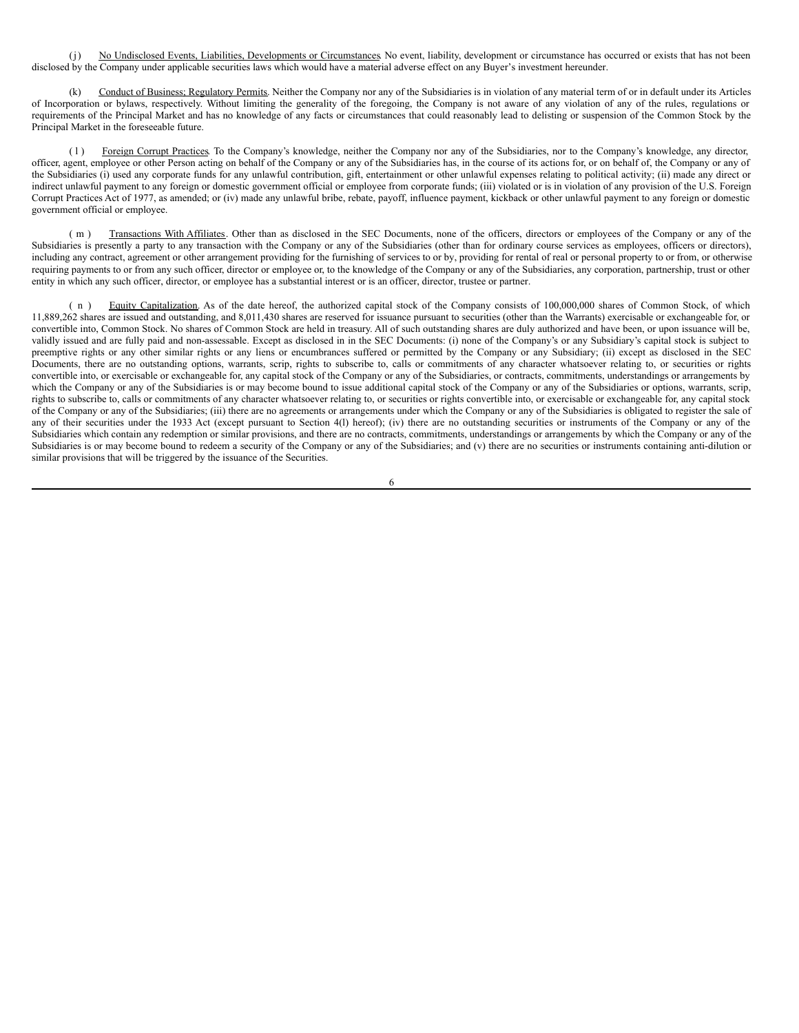(j) No Undisclosed Events, Liabilities, Developments or Circumstances. No event, liability, development or circumstance has occurred or exists that has not been disclosed by the Company under applicable securities laws which would have a material adverse effect on any Buyer's investment hereunder.

(k) Conduct of Business; Regulatory Permits. Neither the Company nor any of the Subsidiaries is in violation of any material term of or in default under its Articles of Incorporation or bylaws, respectively. Without limiting the generality of the foregoing, the Company is not aware of any violation of any of the rules, regulations or requirements of the Principal Market and has no knowledge of any facts or circumstances that could reasonably lead to delisting or suspension of the Common Stock by the Principal Market in the foreseeable future.

(l) Foreign Corrupt Practices. To the Company's knowledge, neither the Company nor any of the Subsidiaries, nor to the Company's knowledge, any director, officer, agent, employee or other Person acting on behalf of the Company or any of the Subsidiaries has, in the course of its actions for, or on behalf of, the Company or any of the Subsidiaries (i) used any corporate funds for any unlawful contribution, gift, entertainment or other unlawful expenses relating to political activity; (ii) made any direct or indirect unlawful payment to any foreign or domestic government official or employee from corporate funds; (iii) violated or is in violation of any provision of the U.S. Foreign Corrupt Practices Act of 1977, as amended; or (iv) made any unlawful bribe, rebate, payoff, influence payment, kickback or other unlawful payment to any foreign or domestic government official or employee.

(m) Transactions With Affiliates. Other than as disclosed in the SEC Documents, none of the officers, directors or employees of the Company or any of the Subsidiaries is presently a party to any transaction with the Company or any of the Subsidiaries (other than for ordinary course services as employees, officers or directors), including any contract, agreement or other arrangement providing for the furnishing of services to or by, providing for rental of real or personal property to or from, or otherwise requiring payments to or from any such officer, director or employee or, to the knowledge of the Company or any of the Subsidiaries, any corporation, partnership, trust or other entity in which any such officer, director, or employee has a substantial interest or is an officer, director, trustee or partner.

(n) Equity Capitalization. As of the date hereof, the authorized capital stock of the Company consists of 100,000,000 shares of Common Stock, of which 11,889,262 shares are issued and outstanding, and 8,011,430 shares are reserved for issuance pursuant to securities (other than the Warrants) exercisable or exchangeable for, or convertible into, Common Stock. No shares of Common Stock are held in treasury. All of such outstanding shares are duly authorized and have been, or upon issuance will be, validly issued and are fully paid and non-assessable. Except as disclosed in in the SEC Documents: (i) none of the Company's or any Subsidiary's capital stock is subject to preemptive rights or any other similar rights or any liens or encumbrances suffered or permitted by the Company or any Subsidiary; (ii) except as disclosed in the SEC Documents, there are no outstanding options, warrants, scrip, rights to subscribe to, calls or commitments of any character whatsoever relating to, or securities or rights convertible into, or exercisable or exchangeable for, any capital stock of the Company or any of the Subsidiaries, or contracts, commitments, understandings or arrangements by which the Company or any of the Subsidiaries is or may become bound to issue additional capital stock of the Company or any of the Subsidiaries or options, warrants, scrip, rights to subscribe to, calls or commitments of any character whatsoever relating to, or securities or rights convertible into, or exercisable or exchangeable for, any capital stock of the Company or any of the Subsidiaries; (iii) there are no agreements or arrangements under which the Company or any of the Subsidiaries is obligated to register the sale of any of their securities under the 1933 Act (except pursuant to Section 4(l) hereof); (iv) there are no outstanding securities or instruments of the Company or any of the Subsidiaries which contain any redemption or similar provisions, and there are no contracts, commitments, understandings or arrangements by which the Company or any of the Subsidiaries is or may become bound to redeem a security of the Company or any of the Subsidiaries; and (v) there are no securities or instruments containing anti-dilution or similar provisions that will be triggered by the issuance of the Securities.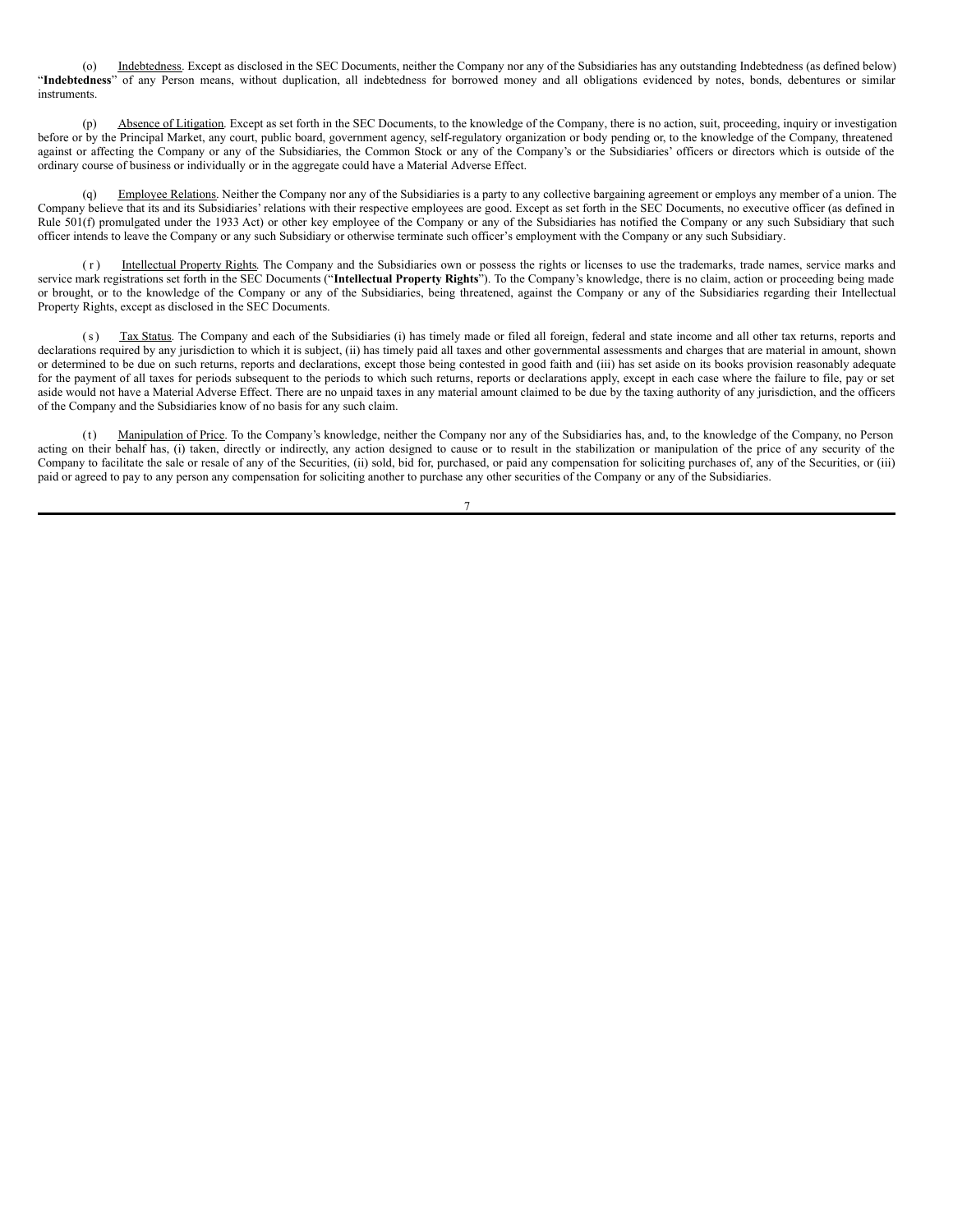(o) Indebtedness. Except as disclosed in the SEC Documents, neither the Company nor any of the Subsidiaries has any outstanding Indebtedness (as defined below) "**Indebtedness**" of any Person means, without duplication, all indebtedness for borrowed money and all obligations evidenced by notes, bonds, debentures or similar instruments.

(p) Absence of Litigation. Except as set forth in the SEC Documents, to the knowledge of the Company, there is no action, suit, proceeding, inquiry or investigation before or by the Principal Market, any court, public board, government agency, self-regulatory organization or body pending or, to the knowledge of the Company, threatened against or affecting the Company or any of the Subsidiaries, the Common Stock or any of the Company's or the Subsidiaries' officers or directors which is outside of the ordinary course of business or individually or in the aggregate could have a Material Adverse Effect.

(q) Employee Relations. Neither the Company nor any of the Subsidiaries is a party to any collective bargaining agreement or employs any member of a union. The Company believe that its and its Subsidiaries' relations with their respective employees are good. Except as set forth in the SEC Documents, no executive officer (as defined in Rule 501(f) promulgated under the 1933 Act) or other key employee of the Company or any of the Subsidiaries has notified the Company or any such Subsidiary that such officer intends to leave the Company or any such Subsidiary or otherwise terminate such officer's employment with the Company or any such Subsidiary.

(r) Intellectual Property Rights. The Company and the Subsidiaries own or possess the rights or licenses to use the trademarks, trade names, service marks and service mark registrations set forth in the SEC Documents ("**Intellectual Property Rights**"). To the Company's knowledge, there is no claim, action or proceeding being made or brought, or to the knowledge of the Company or any of the Subsidiaries, being threatened, against the Company or any of the Subsidiaries regarding their Intellectual Property Rights, except as disclosed in the SEC Documents.

(s) Tax Status. The Company and each of the Subsidiaries (i) has timely made or filed all foreign, federal and state income and all other tax returns, reports and declarations required by any jurisdiction to which it is subject, (ii) has timely paid all taxes and other governmental assessments and charges that are material in amount, shown or determined to be due on such returns, reports and declarations, except those being contested in good faith and (iii) has set aside on its books provision reasonably adequate for the payment of all taxes for periods subsequent to the periods to which such returns, reports or declarations apply, except in each case where the failure to file, pay or set aside would not have a Material Adverse Effect. There are no unpaid taxes in any material amount claimed to be due by the taxing authority of any jurisdiction, and the officers of the Company and the Subsidiaries know of no basis for any such claim.

(t) Manipulation of Price. To the Company's knowledge, neither the Company nor any of the Subsidiaries has, and, to the knowledge of the Company, no Person acting on their behalf has, (i) taken, directly or indirectly, any action designed to cause or to result in the stabilization or manipulation of the price of any security of the Company to facilitate the sale or resale of any of the Securities, (ii) sold, bid for, purchased, or paid any compensation for soliciting purchases of, any of the Securities, or (iii) paid or agreed to pay to any person any compensation for soliciting another to purchase any other securities of the Company or any of the Subsidiaries.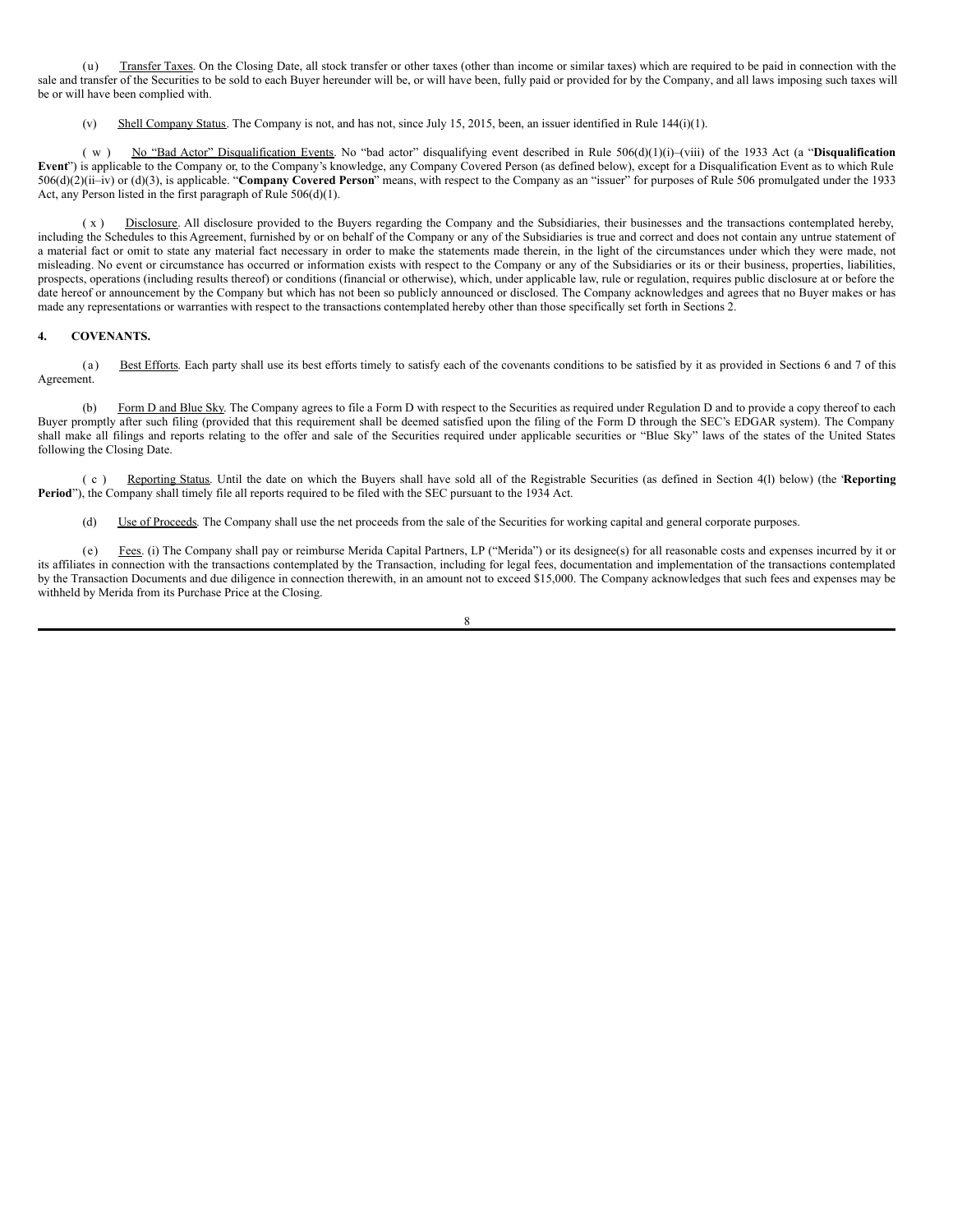(u) Transfer Taxes. On the Closing Date, all stock transfer or other taxes (other than income or similar taxes) which are required to be paid in connection with the sale and transfer of the Securities to be sold to each Buyer hereunder will be, or will have been, fully paid or provided for by the Company, and all laws imposing such taxes will be or will have been complied with.

(v) Shell Company Status. The Company is not, and has not, since July 15, 2015, been, an issuer identified in Rule 144(i)(1).

(w) No "Bad Actor" Disqualification Events. No "bad actor" disqualifying event described in Rule 506(d)(1)(i)–(viii) of the 1933 Act (a "**Disqualification Event**") is applicable to the Company or, to the Company's knowledge, any Company Covered Person (as defined below), except for a Disqualification Event as to which Rule 506(d)(2)(ii–iv) or (d)(3), is applicable. "**Company Covered Person**" means, with respect to the Company as an "issuer" for purposes of Rule 506 promulgated under the 1933 Act, any Person listed in the first paragraph of Rule 506(d)(1).

(x) Disclosure. All disclosure provided to the Buyers regarding the Company and the Subsidiaries, their businesses and the transactions contemplated hereby, including the Schedules to this Agreement, furnished by or on behalf of the Company or any of the Subsidiaries is true and correct and does not contain any untrue statement of a material fact or omit to state any material fact necessary in order to make the statements made therein, in the light of the circumstances under which they were made, not misleading. No event or circumstance has occurred or information exists with respect to the Company or any of the Subsidiaries or its or their business, properties, liabilities, prospects, operations (including results thereof) or conditions (financial or otherwise), which, under applicable law, rule or regulation, requires public disclosure at or before the date hereof or announcement by the Company but which has not been so publicly announced or disclosed. The Company acknowledges and agrees that no Buyer makes or has made any representations or warranties with respect to the transactions contemplated hereby other than those specifically set forth in Sections 2.

## 4. COVENANTS.

(a) Best Efforts. Each party shall use its best efforts timely to satisfy each of the covenants conditions to be satisfied by it as provided in Sections 6 and 7 of this Agreement.

(b) Form D and Blue Sky. The Company agrees to file a Form D with respect to the Securities as required under Regulation D and to provide a copy thereof to each Buyer promptly after such filing (provided that this requirement shall be deemed satisfied upon the filing of the Form D through the SEC's EDGAR system). The Company shall make all filings and reports relating to the offer and sale of the Securities required under applicable securities or "Blue Sky" laws of the states of the United States following the Closing Date.

(c) Reporting Status. Until the date on which the Buyers shall have sold all of the Registrable Securities (as defined in Section 4(l) below) (the "**Reporting Period**"), the Company shall timely file all reports required to be filed with the SEC pursuant to the 1934 Act.

(d) Use of Proceeds. The Company shall use the net proceeds from the sale of the Securities for working capital and general corporate purposes.

(e) Fees. (i) The Company shall pay or reimburse Merida Capital Partners, LP ("Merida") or its designee(s) for all reasonable costs and expenses incurred by it or its affiliates in connection with the transactions contemplated by the Transaction, including for legal fees, documentation and implementation of the transactions contemplated by the Transaction Documents and due diligence in connection therewith, in an amount not to exceed $15,000. The Company acknowledges that such fees and expenses may be withheld by Merida from its Purchase Price at the Closing.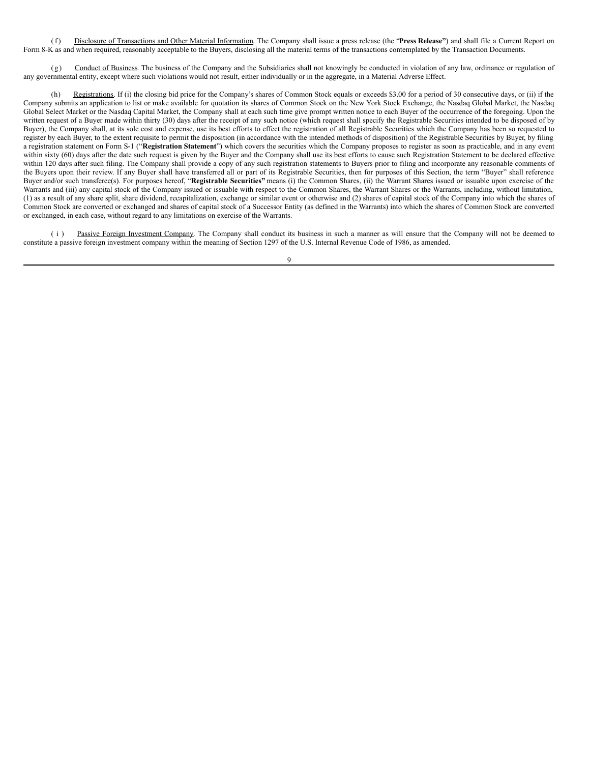(f) Disclosure of Transactions and Other Material Information. The Company shall issue a press release (the "**Press Release"**) and shall file a Current Report on Form 8-K as and when required, reasonably acceptable to the Buyers, disclosing all the material terms of the transactions contemplated by the Transaction Documents.

(g) Conduct of Business. The business of the Company and the Subsidiaries shall not knowingly be conducted in violation of any law, ordinance or regulation of any governmental entity, except where such violations would not result, either individually or in the aggregate, in a Material Adverse Effect.

(h) Registrations. If (i) the closing bid price for the Company's shares of Common Stock equals or exceeds $3.00 for a period of 30 consecutive days, or (ii) if the Company submits an application to list or make available for quotation its shares of Common Stock on the New York Stock Exchange, the Nasdaq Global Market, the Nasdaq Global Select Market or the Nasdaq Capital Market, the Company shall at each such time give prompt written notice to each Buyer of the occurrence of the foregoing. Upon the written request of a Buyer made within thirty (30) days after the receipt of any such notice (which request shall specify the Registrable Securities intended to be disposed of by Buyer), the Company shall, at its sole cost and expense, use its best efforts to effect the registration of all Registrable Securities which the Company has been so requested to register by each Buyer, to the extent requisite to permit the disposition (in accordance with the intended methods of disposition) of the Registrable Securities by Buyer, by filing a registration statement on Form S-1 ("**Registration Statement**") which covers the securities which the Company proposes to register as soon as practicable, and in any event within sixty (60) days after the date such request is given by the Buyer and the Company shall use its best efforts to cause such Registration Statement to be declared effective within 120 days after such filing. The Company shall provide a copy of any such registration statements to Buyers prior to filing and incorporate any reasonable comments of the Buyers upon their review. If any Buyer shall have transferred all or part of its Registrable Securities, then for purposes of this Section, the term "Buyer" shall reference Buyer and/or such transferee(s). For purposes hereof, "**Registrable Securities"** means (i) the Common Shares, (ii) the Warrant Shares issued or issuable upon exercise of the Warrants and (iii) any capital stock of the Company issued or issuable with respect to the Common Shares, the Warrant Shares or the Warrants, including, without limitation, (1) as a result of any share split, share dividend, recapitalization, exchange or similar event or otherwise and (2) shares of capital stock of the Company into which the shares of Common Stock are converted or exchanged and shares of capital stock of a Successor Entity (as defined in the Warrants) into which the shares of Common Stock are converted or exchanged, in each case, without regard to any limitations on exercise of the Warrants.

(i) Passive Foreign Investment Company. The Company shall conduct its business in such a manner as will ensure that the Company will not be deemed to constitute a passive foreign investment company within the meaning of Section 1297 of the U.S. Internal Revenue Code of 1986, as amended.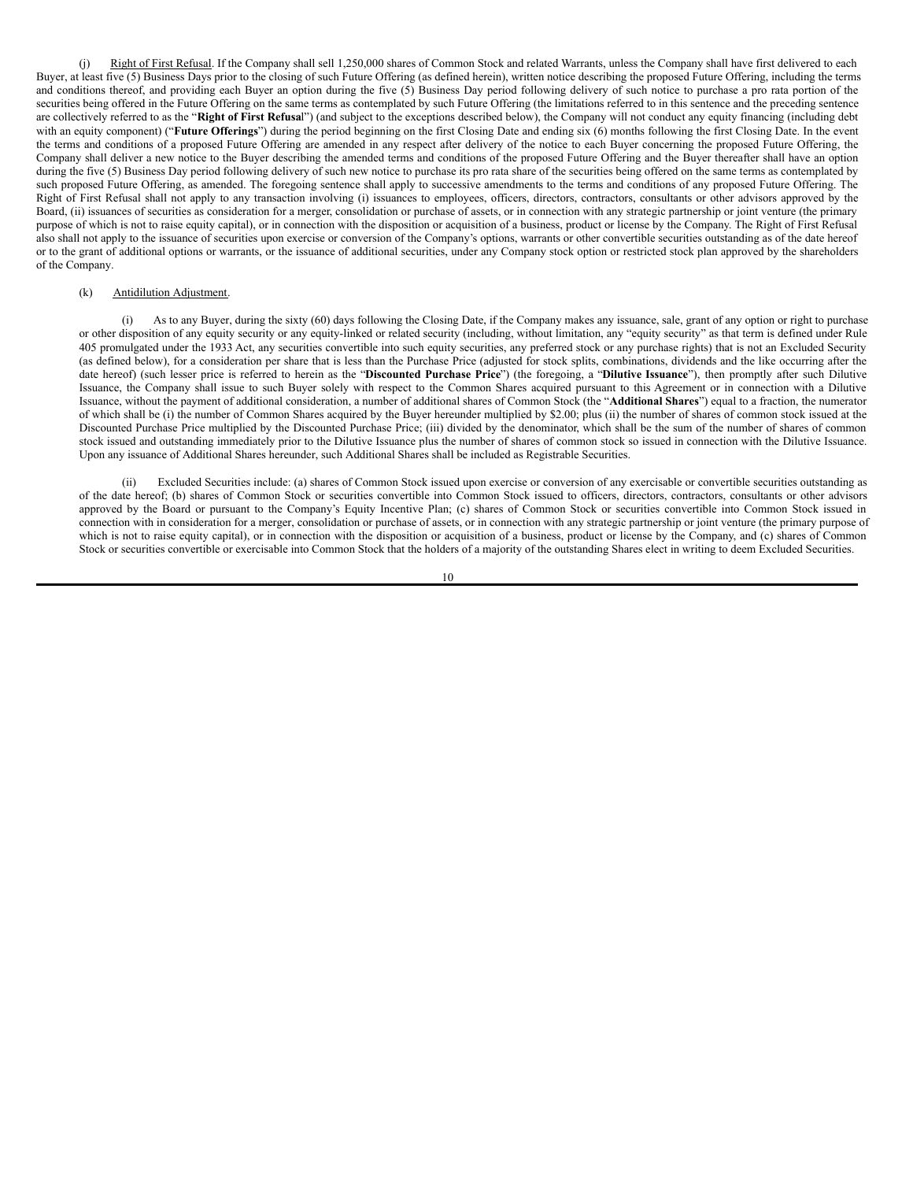(j) Right of First Refusal. If the Company shall sell 1,250,000 shares of Common Stock and related Warrants, unless the Company shall have first delivered to each Buyer, at least five (5) Business Days prior to the closing of such Future Offering (as defined herein), written notice describing the proposed Future Offering, including the terms and conditions thereof, and providing each Buyer an option during the five (5) Business Day period following delivery of such notice to purchase a pro rata portion of the securities being offered in the Future Offering on the same terms as contemplated by such Future Offering (the limitations referred to in this sentence and the preceding sentence are collectively referred to as the "**Right of First Refusal**") (and subject to the exceptions described below), the Company will not conduct any equity financing (including debt with an equity component) ("**Future Offerings**") during the period beginning on the first Closing Date and ending six (6) months following the first Closing Date. In the event the terms and conditions of a proposed Future Offering are amended in any respect after delivery of the notice to each Buyer concerning the proposed Future Offering, the Company shall deliver a new notice to the Buyer describing the amended terms and conditions of the proposed Future Offering and the Buyer thereafter shall have an option during the five (5) Business Day period following delivery of such new notice to purchase its pro rata share of the securities being offered on the same terms as contemplated by such proposed Future Offering, as amended. The foregoing sentence shall apply to successive amendments to the terms and conditions of any proposed Future Offering. The Right of First Refusal shall not apply to any transaction involving (i) issuances to employees, officers, directors, contractors, consultants or other advisors approved by the Board, (ii) issuances of securities as consideration for a merger, consolidation or purchase of assets, or in connection with any strategic partnership or joint venture (the primary purpose of which is not to raise equity capital), or in connection with the disposition or acquisition of a business, product or license by the Company. The Right of First Refusal also shall not apply to the issuance of securities upon exercise or conversion of the Company's options, warrants or other convertible securities outstanding as of the date hereof or to the grant of additional options or warrants, or the issuance of additional securities, under any Company stock option or restricted stock plan approved by the shareholders of the Company.

(k) Antidilution Adjustment.

(i) As to any Buyer, during the sixty (60) days following the Closing Date, if the Company makes any issuance, sale, grant of any option or right to purchase or other disposition of any equity security or any equity-linked or related security (including, without limitation, any "equity security" as that term is defined under Rule 405 promulgated under the 1933 Act, any securities convertible into such equity securities, any preferred stock or any purchase rights) that is not an Excluded Security (as defined below), for a consideration per share that is less than the Purchase Price (adjusted for stock splits, combinations, dividends and the like occurring after the date hereof) (such lesser price is referred to herein as the "**Discounted Purchase Price**") (the foregoing, a "**Dilutive Issuance**"), then promptly after such Dilutive Issuance, the Company shall issue to such Buyer solely with respect to the Common Shares acquired pursuant to this Agreement or in connection with a Dilutive Issuance, without the payment of additional consideration, a number of additional shares of Common Stock (the "**Additional Shares**") equal to a fraction, the numerator of which shall be (i) the number of Common Shares acquired by the Buyer hereunder multiplied by $2.00; plus (ii) the number of shares of common stock issued at the Discounted Purchase Price multiplied by the Discounted Purchase Price; (iii) divided by the denominator, which shall be the sum of the number of shares of common stock issued and outstanding immediately prior to the Dilutive Issuance plus the number of shares of common stock so issued in connection with the Dilutive Issuance. Upon any issuance of Additional Shares hereunder, such Additional Shares shall be included as Registrable Securities.

(ii) Excluded Securities include: (a) shares of Common Stock issued upon exercise or conversion of any exercisable or convertible securities outstanding as of the date hereof; (b) shares of Common Stock or securities convertible into Common Stock issued to officers, directors, contractors, consultants or other advisors approved by the Board or pursuant to the Company's Equity Incentive Plan; (c) shares of Common Stock or securities convertible into Common Stock issued in connection with in consideration for a merger, consolidation or purchase of assets, or in connection with any strategic partnership or joint venture (the primary purpose of which is not to raise equity capital), or in connection with the disposition or acquisition of a business, product or license by the Company, and (c) shares of Common Stock or securities convertible or exercisable into Common Stock that the holders of a majority of the outstanding Shares elect in writing to deem Excluded Securities.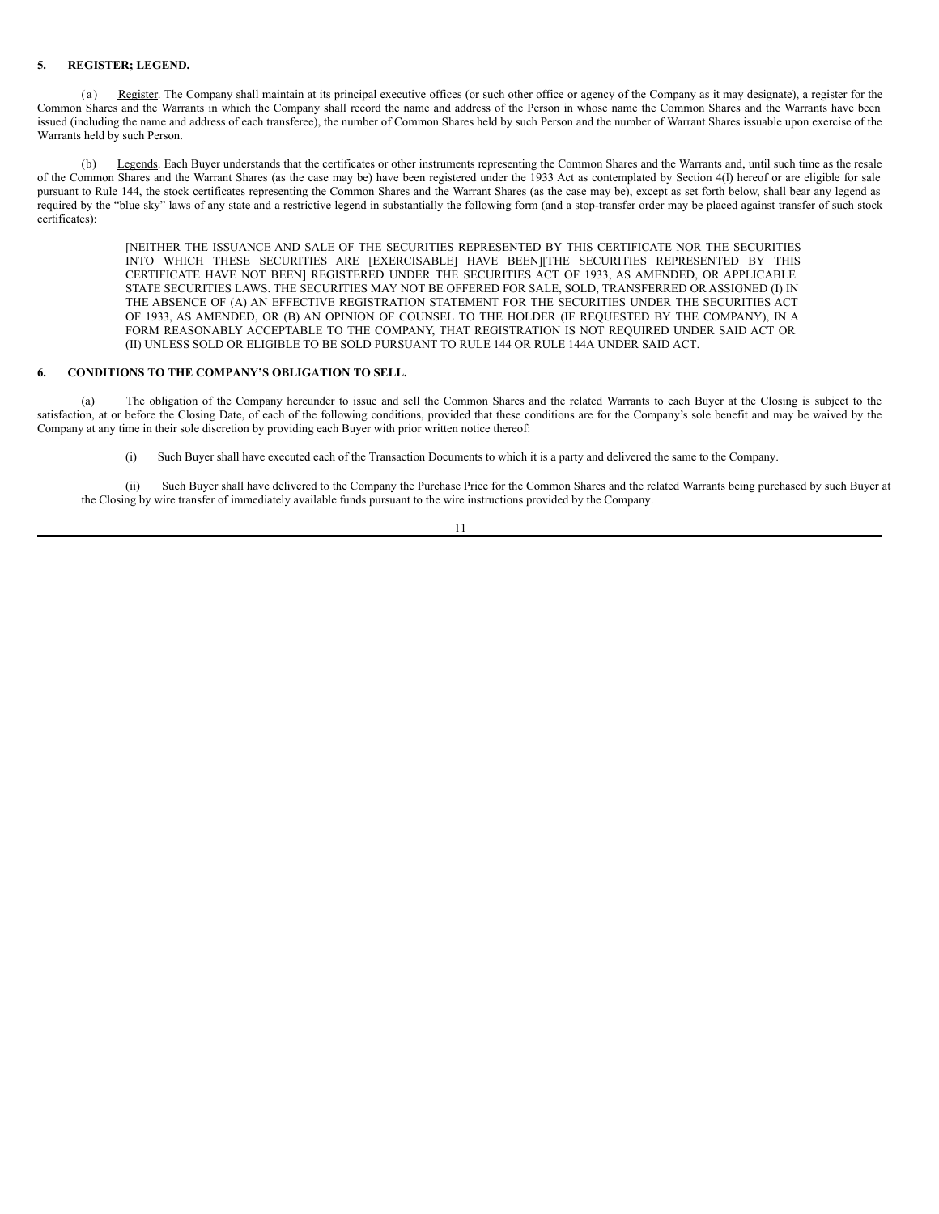**5. REGISTER; LEGEND.**

(a) Register. The Company shall maintain at its principal executive offices (or such other office or agency of the Company as it may designate), a register for the Common Shares and the Warrants in which the Company shall record the name and address of the Person in whose name the Common Shares and the Warrants have been issued (including the name and address of each transferee), the number of Common Shares held by such Person and the number of Warrant Shares issuable upon exercise of the Warrants held by such Person.

(b) Legends. Each Buyer understands that the certificates or other instruments representing the Common Shares and the Warrants and, until such time as the resale of the Common Shares and the Warrant Shares (as the case may be) have been registered under the 1933 Act as contemplated by Section 4(l) hereof or are eligible for sale pursuant to Rule 144, the stock certificates representing the Common Shares and the Warrant Shares (as the case may be), except as set forth below, shall bear any legend as required by the "blue sky" laws of any state and a restrictive legend in substantially the following form (and a stop-transfer order may be placed against transfer of such stock certificates):

> [NEITHER THE ISSUANCE AND SALE OF THE SECURITIES REPRESENTED BY THIS CERTIFICATE NOR THE SECURITIES INTO WHICH THESE SECURITIES ARE [EXERCISABLE] HAVE BEEN][THE SECURITIES REPRESENTED BY THIS CERTIFICATE HAVE NOT BEEN] REGISTERED UNDER THE SECURITIES ACT OF 1933, AS AMENDED, OR APPLICABLE STATE SECURITIES LAWS. THE SECURITIES MAY NOT BE OFFERED FOR SALE, SOLD, TRANSFERRED OR ASSIGNED (I) IN THE ABSENCE OF (A) AN EFFECTIVE REGISTRATION STATEMENT FOR THE SECURITIES UNDER THE SECURITIES ACT OF 1933, AS AMENDED, OR (B) AN OPINION OF COUNSEL TO THE HOLDER (IF REQUESTED BY THE COMPANY), IN A FORM REASONABLY ACCEPTABLE TO THE COMPANY, THAT REGISTRATION IS NOT REQUIRED UNDER SAID ACT OR (II) UNLESS SOLD OR ELIGIBLE TO BE SOLD PURSUANT TO RULE 144 OR RULE 144A UNDER SAID ACT.

**6. CONDITIONS TO THE COMPANY'S OBLIGATION TO SELL.**

(a) The obligation of the Company hereunder to issue and sell the Common Shares and the related Warrants to each Buyer at the Closing is subject to the satisfaction, at or before the Closing Date, of each of the following conditions, provided that these conditions are for the Company's sole benefit and may be waived by the Company at any time in their sole discretion by providing each Buyer with prior written notice thereof:

(i) Such Buyer shall have executed each of the Transaction Documents to which it is a party and delivered the same to the Company.

(ii) Such Buyer shall have delivered to the Company the Purchase Price for the Common Shares and the related Warrants being purchased by such Buyer at the Closing by wire transfer of immediately available funds pursuant to the wire instructions provided by the Company.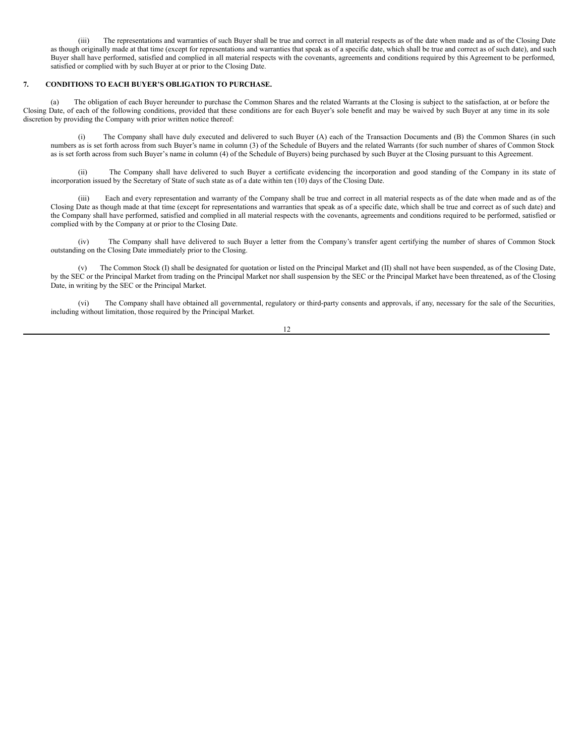(iii) The representations and warranties of such Buyer shall be true and correct in all material respects as of the date when made and as of the Closing Date as though originally made at that time (except for representations and warranties that speak as of a specific date, which shall be true and correct as of such date), and such Buyer shall have performed, satisfied and complied in all material respects with the covenants, agreements and conditions required by this Agreement to be performed, satisfied or complied with by such Buyer at or prior to the Closing Date.

## 7. CONDITIONS TO EACH BUYER'S OBLIGATION TO PURCHASE.

(a) The obligation of each Buyer hereunder to purchase the Common Shares and the related Warrants at the Closing is subject to the satisfaction, at or before the Closing Date, of each of the following conditions, provided that these conditions are for each Buyer's sole benefit and may be waived by such Buyer at any time in its sole discretion by providing the Company with prior written notice thereof:

(i) The Company shall have duly executed and delivered to such Buyer (A) each of the Transaction Documents and (B) the Common Shares (in such numbers as is set forth across from such Buyer's name in column (3) of the Schedule of Buyers and the related Warrants (for such number of shares of Common Stock as is set forth across from such Buyer's name in column (4) of the Schedule of Buyers) being purchased by such Buyer at the Closing pursuant to this Agreement.

(ii) The Company shall have delivered to such Buyer a certificate evidencing the incorporation and good standing of the Company in its state of incorporation issued by the Secretary of State of such state as of a date within ten (10) days of the Closing Date.

(iii) Each and every representation and warranty of the Company shall be true and correct in all material respects as of the date when made and as of the Closing Date as though made at that time (except for representations and warranties that speak as of a specific date, which shall be true and correct as of such date) and the Company shall have performed, satisfied and complied in all material respects with the covenants, agreements and conditions required to be performed, satisfied or complied with by the Company at or prior to the Closing Date.

(iv) The Company shall have delivered to such Buyer a letter from the Company's transfer agent certifying the number of shares of Common Stock outstanding on the Closing Date immediately prior to the Closing.

(v) The Common Stock (I) shall be designated for quotation or listed on the Principal Market and (II) shall not have been suspended, as of the Closing Date, by the SEC or the Principal Market from trading on the Principal Market nor shall suspension by the SEC or the Principal Market have been threatened, as of the Closing Date, in writing by the SEC or the Principal Market.

(vi) The Company shall have obtained all governmental, regulatory or third-party consents and approvals, if any, necessary for the sale of the Securities, including without limitation, those required by the Principal Market.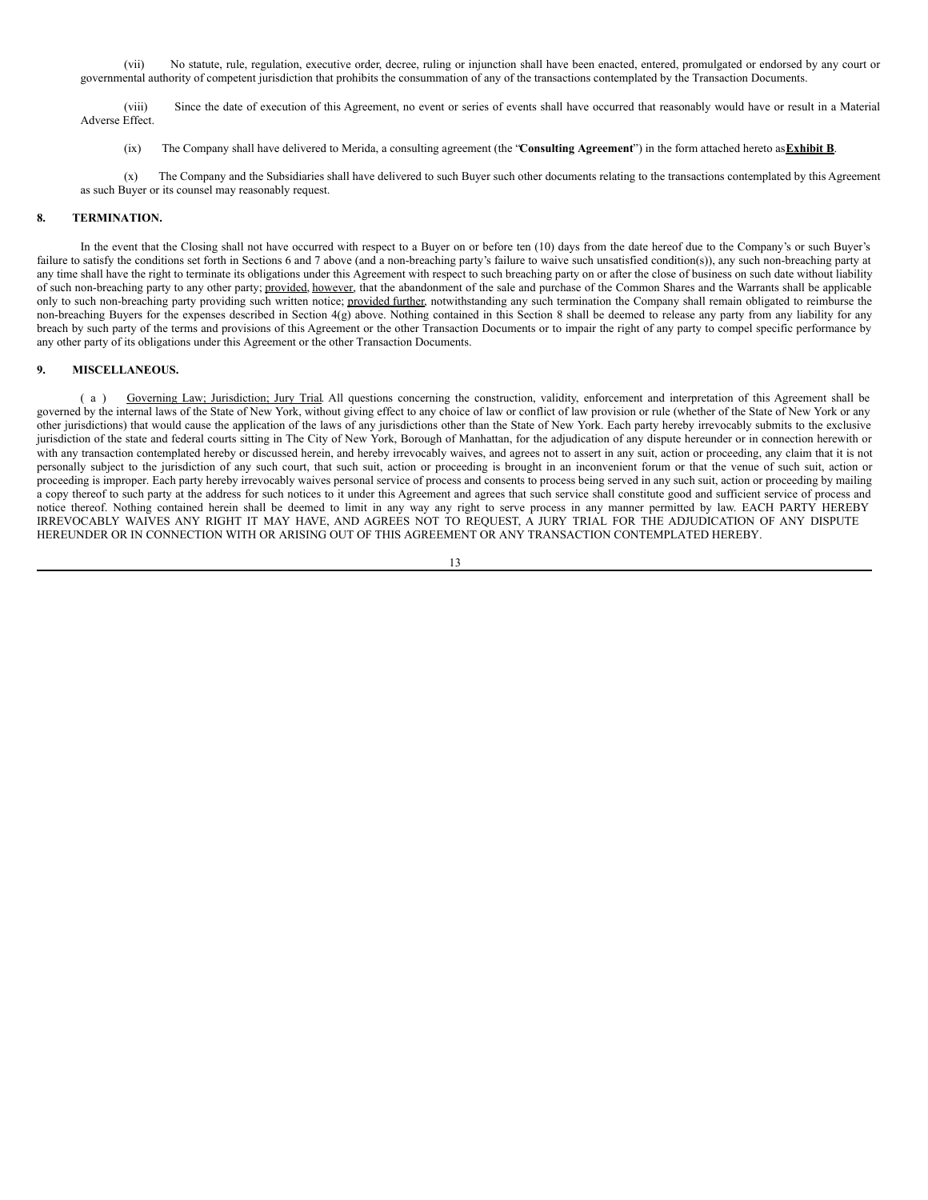(vii) No statute, rule, regulation, executive order, decree, ruling or injunction shall have been enacted, entered, promulgated or endorsed by any court or governmental authority of competent jurisdiction that prohibits the consummation of any of the transactions contemplated by the Transaction Documents.

(viii) Since the date of execution of this Agreement, no event or series of events shall have occurred that reasonably would have or result in a Material Adverse Effect.

(ix) The Company shall have delivered to Merida, a consulting agreement (the "**Consulting Agreement**") in the form attached hereto as **Exhibit B**.

(x) The Company and the Subsidiaries shall have delivered to such Buyer such other documents relating to the transactions contemplated by this Agreement as such Buyer or its counsel may reasonably request.

## 8. TERMINATION.

In the event that the Closing shall not have occurred with respect to a Buyer on or before ten (10) days from the date hereof due to the Company's or such Buyer's failure to satisfy the conditions set forth in Sections 6 and 7 above (and a non-breaching party's failure to waive such unsatisfied condition(s)), any such non-breaching party at any time shall have the right to terminate its obligations under this Agreement with respect to such breaching party on or after the close of business on such date without liability of such non-breaching party to any other party; provided, however, that the abandonment of the sale and purchase of the Common Shares and the Warrants shall be applicable only to such non-breaching party providing such written notice; provided further, notwithstanding any such termination the Company shall remain obligated to reimburse the non-breaching Buyers for the expenses described in Section 4(g) above. Nothing contained in this Section 8 shall be deemed to release any party from any liability for any breach by such party of the terms and provisions of this Agreement or the other Transaction Documents or to impair the right of any party to compel specific performance by any other party of its obligations under this Agreement or the other Transaction Documents.

## 9. MISCELLANEOUS.

(a) Governing Law; Jurisdiction; Jury Trial. All questions concerning the construction, validity, enforcement and interpretation of this Agreement shall be governed by the internal laws of the State of New York, without giving effect to any choice of law or conflict of law provision or rule (whether of the State of New York or any other jurisdictions) that would cause the application of the laws of any jurisdictions other than the State of New York. Each party hereby irrevocably submits to the exclusive jurisdiction of the state and federal courts sitting in The City of New York, Borough of Manhattan, for the adjudication of any dispute hereunder or in connection herewith or with any transaction contemplated hereby or discussed herein, and hereby irrevocably waives, and agrees not to assert in any suit, action or proceeding, any claim that it is not personally subject to the jurisdiction of any such court, that such suit, action or proceeding is brought in an inconvenient forum or that the venue of such suit, action or proceeding is improper. Each party hereby irrevocably waives personal service of process and consents to process being served in any such suit, action or proceeding by mailing a copy thereof to such party at the address for such notices to it under this Agreement and agrees that such service shall constitute good and sufficient service of process and notice thereof. Nothing contained herein shall be deemed to limit in any way any right to serve process in any manner permitted by law. EACH PARTY HEREBY IRREVOCABLY WAIVES ANY RIGHT IT MAY HAVE, AND AGREES NOT TO REQUEST, A JURY TRIAL FOR THE ADJUDICATION OF ANY DISPUTE HEREUNDER OR IN CONNECTION WITH OR ARISING OUT OF THIS AGREEMENT OR ANY TRANSACTION CONTEMPLATED HEREBY.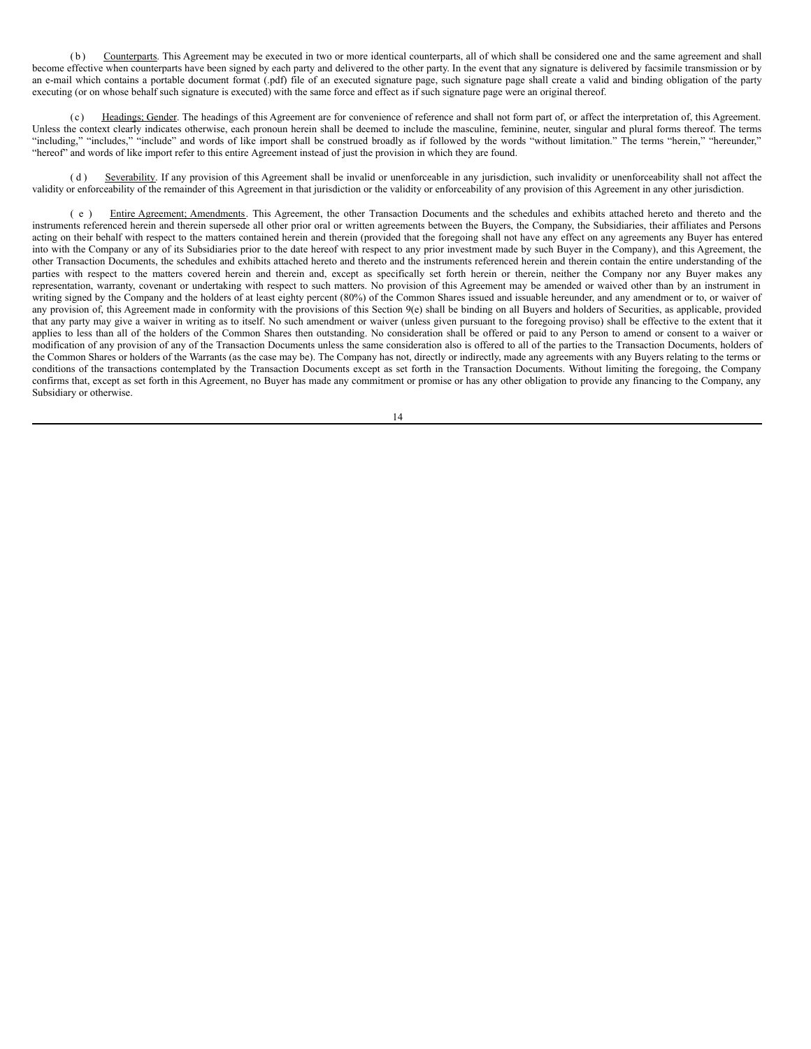(b) Counterparts. This Agreement may be executed in two or more identical counterparts, all of which shall be considered one and the same agreement and shall become effective when counterparts have been signed by each party and delivered to the other party. In the event that any signature is delivered by facsimile transmission or by an e-mail which contains a portable document format (.pdf) file of an executed signature page, such signature page shall create a valid and binding obligation of the party executing (or on whose behalf such signature is executed) with the same force and effect as if such signature page were an original thereof.

(c) Headings; Gender. The headings of this Agreement are for convenience of reference and shall not form part of, or affect the interpretation of, this Agreement. Unless the context clearly indicates otherwise, each pronoun herein shall be deemed to include the masculine, feminine, neuter, singular and plural forms thereof. The terms "including," "includes," "include" and words of like import shall be construed broadly as if followed by the words "without limitation." The terms "herein," "hereunder," "hereof" and words of like import refer to this entire Agreement instead of just the provision in which they are found.

(d) Severability. If any provision of this Agreement shall be invalid or unenforceable in any jurisdiction, such invalidity or unenforceability shall not affect the validity or enforceability of the remainder of this Agreement in that jurisdiction or the validity or enforceability of any provision of this Agreement in any other jurisdiction.

(e) Entire Agreement; Amendments. This Agreement, the other Transaction Documents and the schedules and exhibits attached hereto and thereto and the instruments referenced herein and therein supersede all other prior oral or written agreements between the Buyers, the Company, the Subsidiaries, their affiliates and Persons acting on their behalf with respect to the matters contained herein and therein (provided that the foregoing shall not have any effect on any agreements any Buyer has entered into with the Company or any of its Subsidiaries prior to the date hereof with respect to any prior investment made by such Buyer in the Company), and this Agreement, the other Transaction Documents, the schedules and exhibits attached hereto and thereto and the instruments referenced herein and therein contain the entire understanding of the parties with respect to the matters covered herein and therein and, except as specifically set forth herein or therein, neither the Company nor any Buyer makes any representation, warranty, covenant or undertaking with respect to such matters. No provision of this Agreement may be amended or waived other than by an instrument in writing signed by the Company and the holders of at least eighty percent (80%) of the Common Shares issued and issuable hereunder, and any amendment or to, or waiver of any provision of, this Agreement made in conformity with the provisions of this Section 9(e) shall be binding on all Buyers and holders of Securities, as applicable, provided that any party may give a waiver in writing as to itself. No such amendment or waiver (unless given pursuant to the foregoing proviso) shall be effective to the extent that it applies to less than all of the holders of the Common Shares then outstanding. No consideration shall be offered or paid to any Person to amend or consent to a waiver or modification of any provision of any of the Transaction Documents unless the same consideration also is offered to all of the parties to the Transaction Documents, holders of the Common Shares or holders of the Warrants (as the case may be). The Company has not, directly or indirectly, made any agreements with any Buyers relating to the terms or conditions of the transactions contemplated by the Transaction Documents except as set forth in the Transaction Documents. Without limiting the foregoing, the Company confirms that, except as set forth in this Agreement, no Buyer has made any commitment or promise or has any other obligation to provide any financing to the Company, any Subsidiary or otherwise.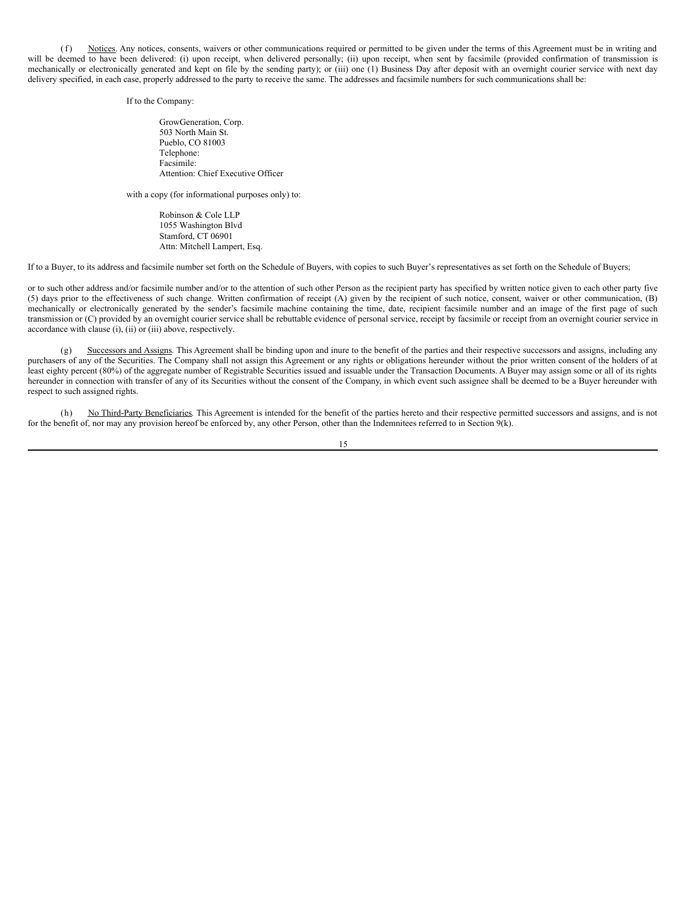(f) Notices. Any notices, consents, waivers or other communications required or permitted to be given under the terms of this Agreement must be in writing and will be deemed to have been delivered: (i) upon receipt, when delivered personally; (ii) upon receipt, when sent by facsimile (provided confirmation of transmission is mechanically or electronically generated and kept on file by the sending party); or (iii) one (1) Business Day after deposit with an overnight courier service with next day delivery specified, in each case, properly addressed to the party to receive the same. The addresses and facsimile numbers for such communications shall be:

If to the Company:

GrowGeneration, Corp.
503 North Main St.
Pueblo, CO 81003
Telephone:
Facsimile:
Attention: Chief Executive Officer

with a copy (for informational purposes only) to:

Robinson & Cole LLP
1055 Washington Blvd
Stamford, CT 06901
Attn: Mitchell Lampert, Esq.

If to a Buyer, to its address and facsimile number set forth on the Schedule of Buyers, with copies to such Buyer's representatives as set forth on the Schedule of Buyers;

or to such other address and/or facsimile number and/or to the attention of such other Person as the recipient party has specified by written notice given to each other party five (5) days prior to the effectiveness of such change. Written confirmation of receipt (A) given by the recipient of such notice, consent, waiver or other communication, (B) mechanically or electronically generated by the sender's facsimile machine containing the time, date, recipient facsimile number and an image of the first page of such transmission or (C) provided by an overnight courier service shall be rebuttable evidence of personal service, receipt by facsimile or receipt from an overnight courier service in accordance with clause (i), (ii) or (iii) above, respectively.

(g) Successors and Assigns. This Agreement shall be binding upon and inure to the benefit of the parties and their respective successors and assigns, including any purchasers of any of the Securities. The Company shall not assign this Agreement or any rights or obligations hereunder without the prior written consent of the holders of at least eighty percent (80%) of the aggregate number of Registrable Securities issued and issuable under the Transaction Documents. A Buyer may assign some or all of its rights hereunder in connection with transfer of any of its Securities without the consent of the Company, in which event such assignee shall be deemed to be a Buyer hereunder with respect to such assigned rights.

(h) No Third-Party Beneficiaries. This Agreement is intended for the benefit of the parties hereto and their respective permitted successors and assigns, and is not for the benefit of, nor may any provision hereof be enforced by, any other Person, other than the Indemnitees referred to in Section 9(k).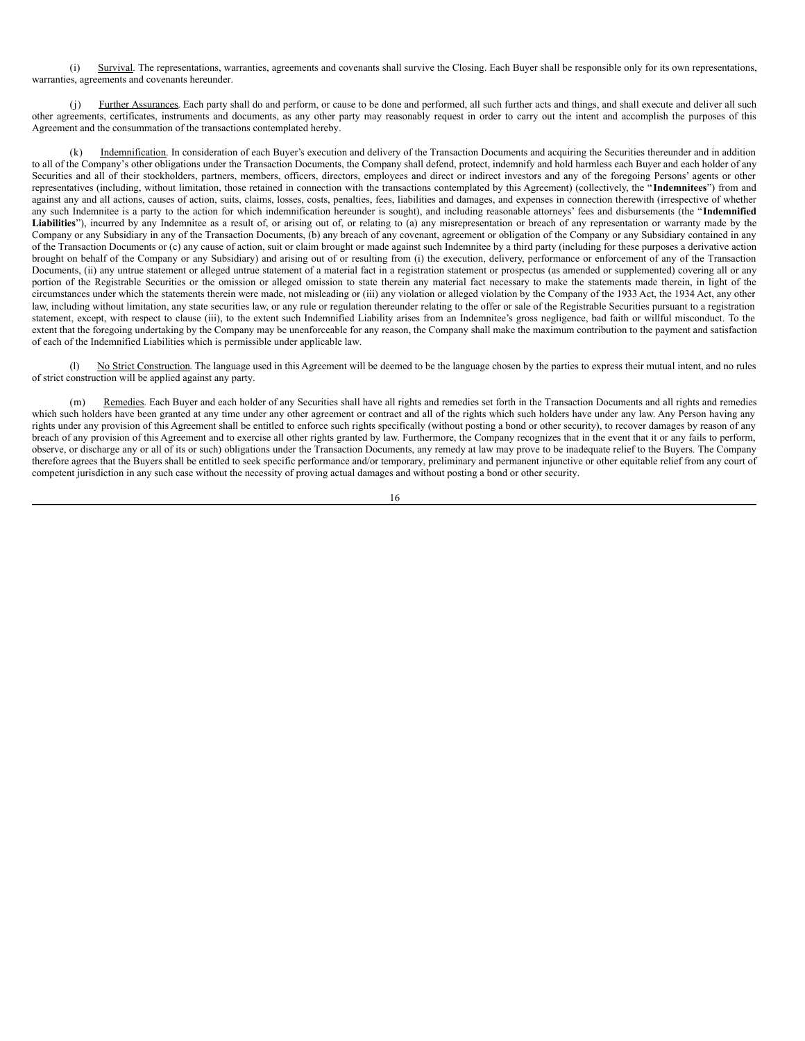(i) Survival. The representations, warranties, agreements and covenants shall survive the Closing. Each Buyer shall be responsible only for its own representations, warranties, agreements and covenants hereunder.

(j) Further Assurances. Each party shall do and perform, or cause to be done and performed, all such further acts and things, and shall execute and deliver all such other agreements, certificates, instruments and documents, as any other party may reasonably request in order to carry out the intent and accomplish the purposes of this Agreement and the consummation of the transactions contemplated hereby.

(k) Indemnification. In consideration of each Buyer's execution and delivery of the Transaction Documents and acquiring the Securities thereunder and in addition to all of the Company's other obligations under the Transaction Documents, the Company shall defend, protect, indemnify and hold harmless each Buyer and each holder of any Securities and all of their stockholders, partners, members, officers, directors, employees and direct or indirect investors and any of the foregoing Persons' agents or other representatives (including, without limitation, those retained in connection with the transactions contemplated by this Agreement) (collectively, the "**Indemnitees**") from and against any and all actions, causes of action, suits, claims, losses, costs, penalties, fees, liabilities and damages, and expenses in connection therewith (irrespective of whether any such Indemnitee is a party to the action for which indemnification hereunder is sought), and including reasonable attorneys' fees and disbursements (the "**Indemnified Liabilities**"), incurred by any Indemnitee as a result of, or arising out of, or relating to (a) any misrepresentation or breach of any representation or warranty made by the Company or any Subsidiary in any of the Transaction Documents, (b) any breach of any covenant, agreement or obligation of the Company or any Subsidiary contained in any of the Transaction Documents or (c) any cause of action, suit or claim brought or made against such Indemnitee by a third party (including for these purposes a derivative action brought on behalf of the Company or any Subsidiary) and arising out of or resulting from (i) the execution, delivery, performance or enforcement of any of the Transaction Documents, (ii) any untrue statement or alleged untrue statement of a material fact in a registration statement or prospectus (as amended or supplemented) covering all or any portion of the Registrable Securities or the omission or alleged omission to state therein any material fact necessary to make the statements made therein, in light of the circumstances under which the statements therein were made, not misleading or (iii) any violation or alleged violation by the Company of the 1933 Act, the 1934 Act, any other law, including without limitation, any state securities law, or any rule or regulation thereunder relating to the offer or sale of the Registrable Securities pursuant to a registration statement, except, with respect to clause (iii), to the extent such Indemnified Liability arises from an Indemnitee's gross negligence, bad faith or willful misconduct. To the extent that the foregoing undertaking by the Company may be unenforceable for any reason, the Company shall make the maximum contribution to the payment and satisfaction of each of the Indemnified Liabilities which is permissible under applicable law.

(l) No Strict Construction. The language used in this Agreement will be deemed to be the language chosen by the parties to express their mutual intent, and no rules of strict construction will be applied against any party.

(m) Remedies. Each Buyer and each holder of any Securities shall have all rights and remedies set forth in the Transaction Documents and all rights and remedies which such holders have been granted at any time under any other agreement or contract and all of the rights which such holders have under any law. Any Person having any rights under any provision of this Agreement shall be entitled to enforce such rights specifically (without posting a bond or other security), to recover damages by reason of any breach of any provision of this Agreement and to exercise all other rights granted by law. Furthermore, the Company recognizes that in the event that it or any fails to perform, observe, or discharge any or all of its or such) obligations under the Transaction Documents, any remedy at law may prove to be inadequate relief to the Buyers. The Company therefore agrees that the Buyers shall be entitled to seek specific performance and/or temporary, preliminary and permanent injunctive or other equitable relief from any court of competent jurisdiction in any such case without the necessity of proving actual damages and without posting a bond or other security.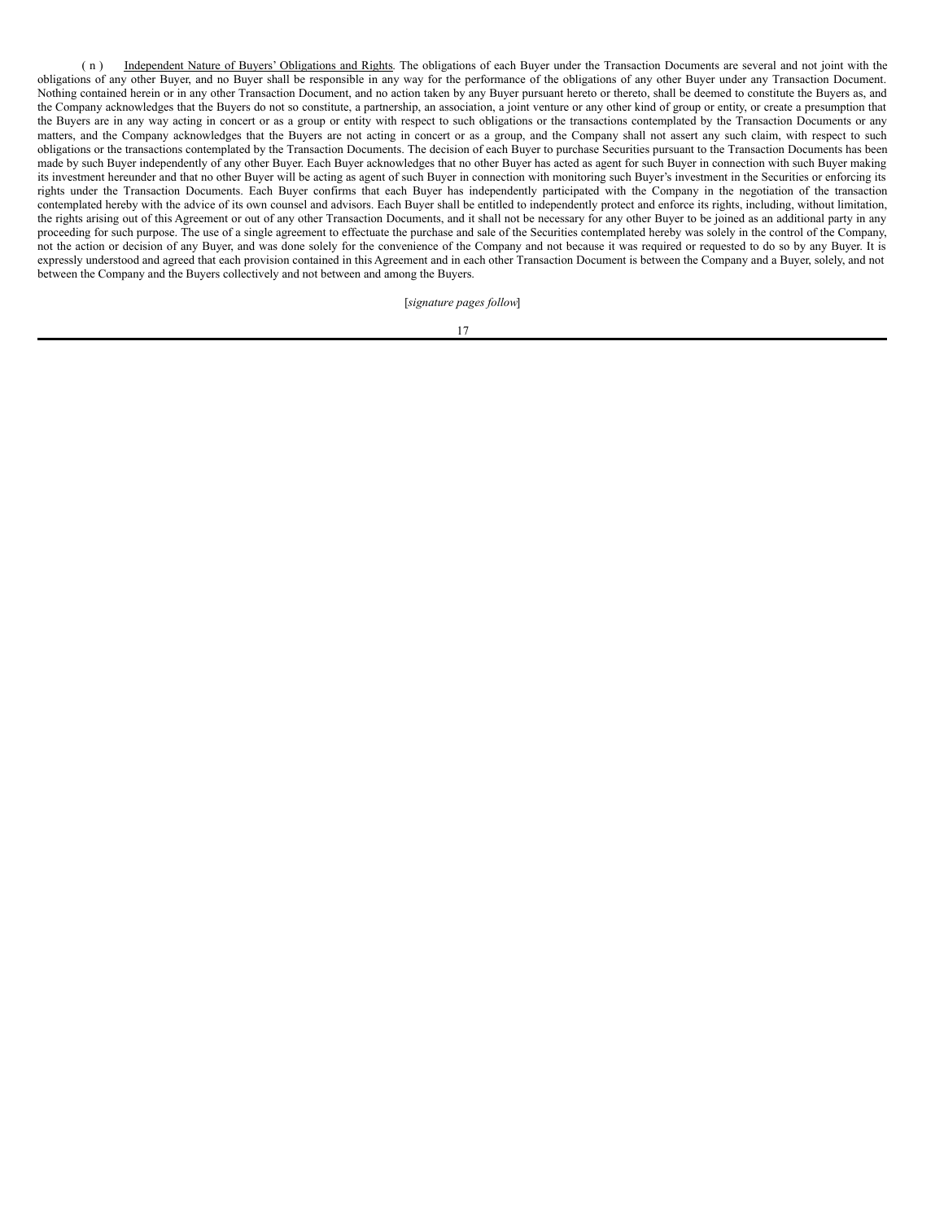(n) <u>Independent Nature of Buyers' Obligations and Rights</u>. The obligations of each Buyer under the Transaction Documents are several and not joint with the obligations of any other Buyer, and no Buyer shall be responsible in any way for the performance of the obligations of any other Buyer under any Transaction Document. Nothing contained herein or in any other Transaction Document, and no action taken by any Buyer pursuant hereto or thereto, shall be deemed to constitute the Buyers as, and the Company acknowledges that the Buyers do not so constitute, a partnership, an association, a joint venture or any other kind of group or entity, or create a presumption that the Buyers are in any way acting in concert or as a group or entity with respect to such obligations or the transactions contemplated by the Transaction Documents or any matters, and the Company acknowledges that the Buyers are not acting in concert or as a group, and the Company shall not assert any such claim, with respect to such obligations or the transactions contemplated by the Transaction Documents. The decision of each Buyer to purchase Securities pursuant to the Transaction Documents has been made by such Buyer independently of any other Buyer. Each Buyer acknowledges that no other Buyer has acted as agent for such Buyer in connection with such Buyer making its investment hereunder and that no other Buyer will be acting as agent of such Buyer in connection with monitoring such Buyer's investment in the Securities or enforcing its rights under the Transaction Documents. Each Buyer confirms that each Buyer has independently participated with the Company in the negotiation of the transaction contemplated hereby with the advice of its own counsel and advisors. Each Buyer shall be entitled to independently protect and enforce its rights, including, without limitation, the rights arising out of this Agreement or out of any other Transaction Documents, and it shall not be necessary for any other Buyer to be joined as an additional party in any proceeding for such purpose. The use of a single agreement to effectuate the purchase and sale of the Securities contemplated hereby was solely in the control of the Company, not the action or decision of any Buyer, and was done solely for the convenience of the Company and not because it was required or requested to do so by any Buyer. It is expressly understood and agreed that each provision contained in this Agreement and in each other Transaction Document is between the Company and a Buyer, solely, and not between the Company and the Buyers collectively and not between and among the Buyers.

[*signature pages follow*]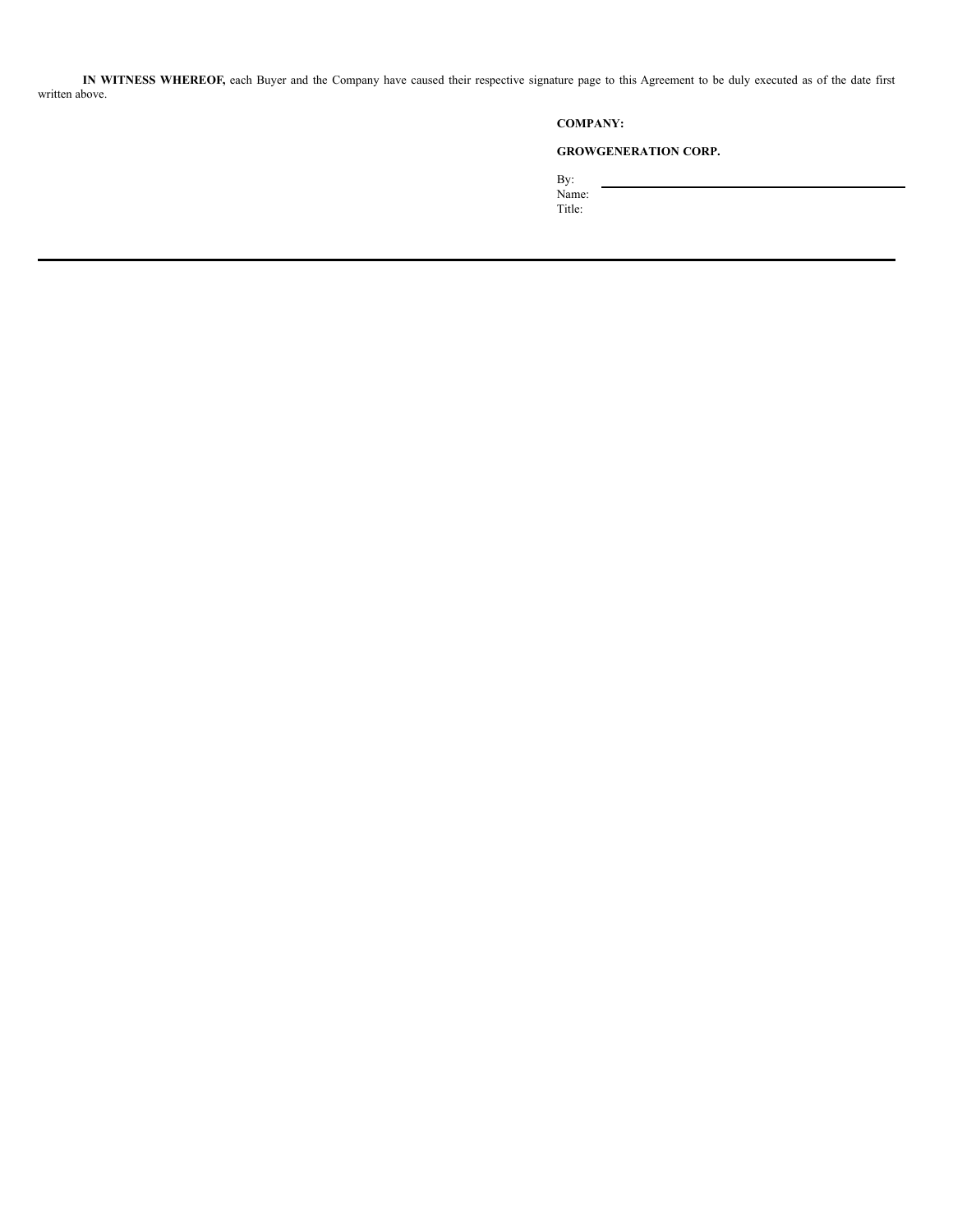**IN WITNESS WHEREOF,** each Buyer and the Company have caused their respective signature page to this Agreement to be duly executed as of the date first written above.

**COMPANY:**

**GROWGENERATION CORP.**

By: \_\_\_\_\_\_\_\_\_\_\_\_\_\_\_\_\_\_\_\_\_\_\_\_\_\_\_\_\_\_\_\_\_\_\_\_\_\_\_\_

Name:

Title:

---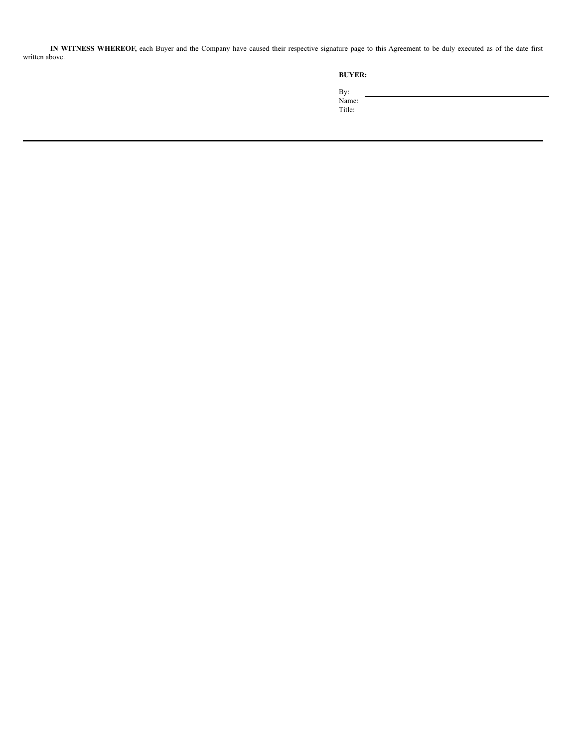**IN WITNESS WHEREOF,** each Buyer and the Company have caused their respective signature page to this Agreement to be duly executed as of the date first written above.

**BUYER:**

By: \_\_\_\_\_\_\_\_\_\_\_\_\_\_\_\_\_\_\_\_\_\_\_\_\_\_\_\_\_\_
Name:
Title:

---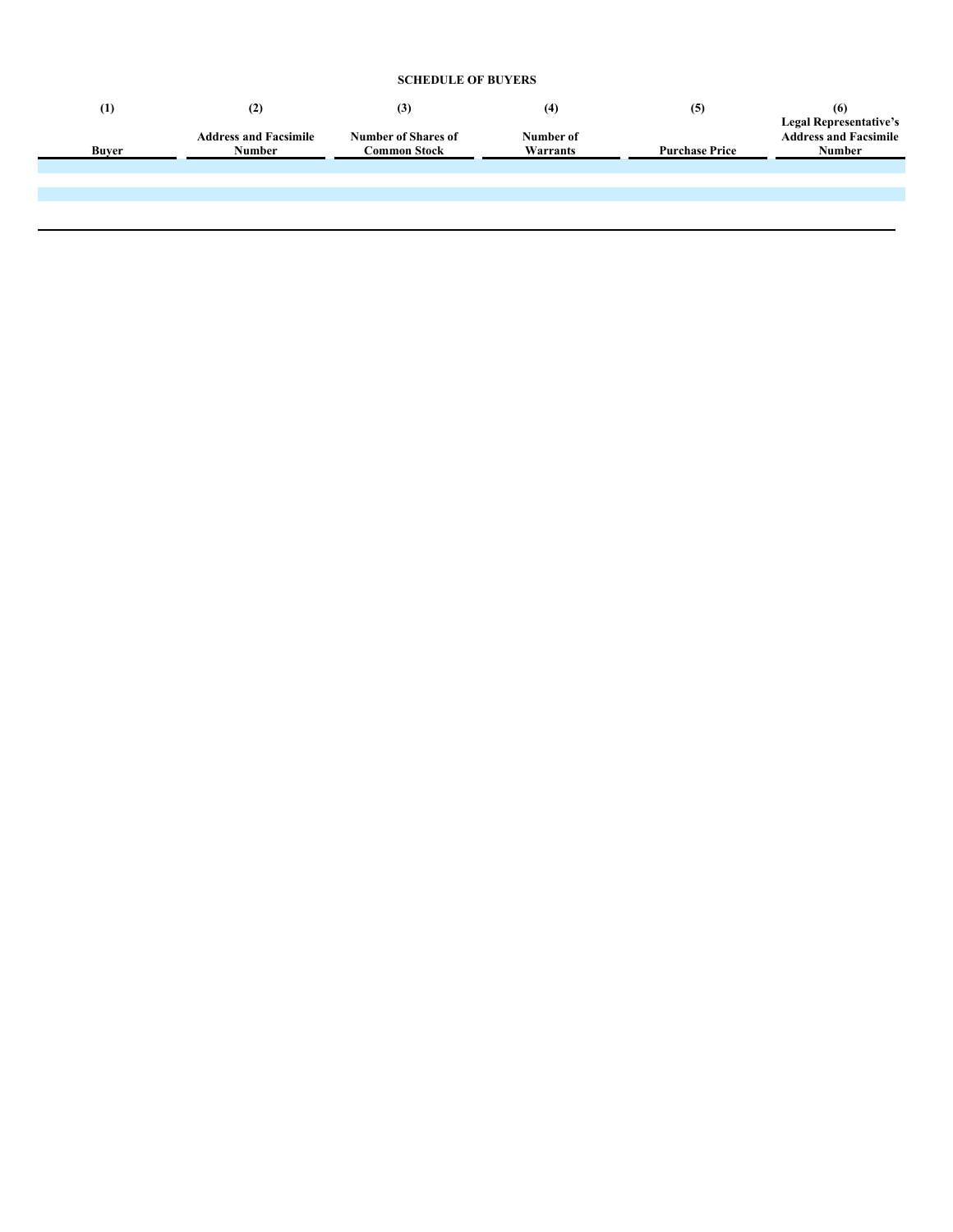**SCHEDULE OF BUYERS**

| (1)<br>Buyer | (2)<br>Address and Facsimile Number | (3)<br>Number of Shares of Common Stock | (4)<br>Number of Warrants | (5)<br>Purchase Price | (6)<br>Legal Representative's Address and Facsimile Number |
|---|---|---|---|---|---|
| | | | | | |
| | | | | | |
| | | | | | |
| | | | | | |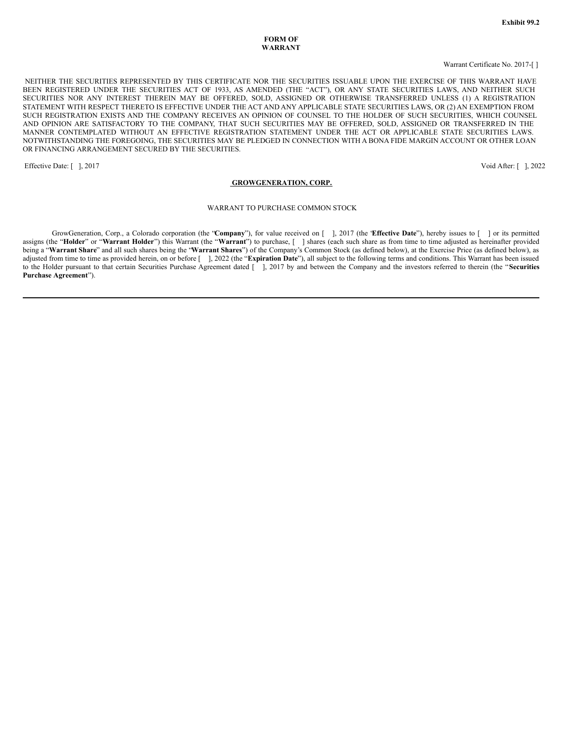Exhibit 99.2

**FORM OF**
**WARRANT**

Warrant Certificate No. 2017-[ ]

NEITHER THE SECURITIES REPRESENTED BY THIS CERTIFICATE NOR THE SECURITIES ISSUABLE UPON THE EXERCISE OF THIS WARRANT HAVE BEEN REGISTERED UNDER THE SECURITIES ACT OF 1933, AS AMENDED (THE "ACT"), OR ANY STATE SECURITIES LAWS, AND NEITHER SUCH SECURITIES NOR ANY INTEREST THEREIN MAY BE OFFERED, SOLD, ASSIGNED OR OTHERWISE TRANSFERRED UNLESS (1) A REGISTRATION STATEMENT WITH RESPECT THERETO IS EFFECTIVE UNDER THE ACT AND ANY APPLICABLE STATE SECURITIES LAWS, OR (2) AN EXEMPTION FROM SUCH REGISTRATION EXISTS AND THE COMPANY RECEIVES AN OPINION OF COUNSEL TO THE HOLDER OF SUCH SECURITIES, WHICH COUNSEL AND OPINION ARE SATISFACTORY TO THE COMPANY, THAT SUCH SECURITIES MAY BE OFFERED, SOLD, ASSIGNED OR TRANSFERRED IN THE MANNER CONTEMPLATED WITHOUT AN EFFECTIVE REGISTRATION STATEMENT UNDER THE ACT OR APPLICABLE STATE SECURITIES LAWS. NOTWITHSTANDING THE FOREGOING, THE SECURITIES MAY BE PLEDGED IN CONNECTION WITH A BONA FIDE MARGIN ACCOUNT OR OTHER LOAN OR FINANCING ARRANGEMENT SECURED BY THE SECURITIES.

Effective Date: [ ], 2017 Void After: [ ], 2022

**GROWGENERATION, CORP.**

WARRANT TO PURCHASE COMMON STOCK

GrowGeneration, Corp., a Colorado corporation (the "**Company**"), for value received on [ ], 2017 (the "**Effective Date**"), hereby issues to [ ] or its permitted assigns (the "**Holder**" or "**Warrant Holder**") this Warrant (the "**Warrant**") to purchase, [ ] shares (each such share as from time to time adjusted as hereinafter provided being a "**Warrant Share**" and all such shares being the "**Warrant Shares**") of the Company's Common Stock (as defined below), at the Exercise Price (as defined below), as adjusted from time to time as provided herein, on or before [ ], 2022 (the "**Expiration Date**"), all subject to the following terms and conditions. This Warrant has been issued to the Holder pursuant to that certain Securities Purchase Agreement dated [ ], 2017 by and between the Company and the investors referred to therein (the "**Securities Purchase Agreement**").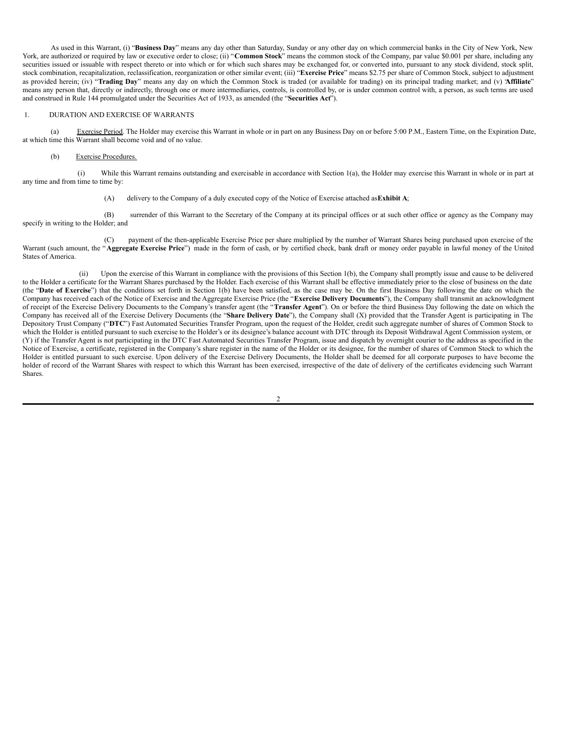As used in this Warrant, (i) "**Business Day**" means any day other than Saturday, Sunday or any other day on which commercial banks in the City of New York, New York, are authorized or required by law or executive order to close; (ii) "**Common Stock**" means the common stock of the Company, par value $0.001 per share, including any securities issued or issuable with respect thereto or into which or for which such shares may be exchanged for, or converted into, pursuant to any stock dividend, stock split, stock combination, recapitalization, reclassification, reorganization or other similar event; (iii) "**Exercise Price**" means $2.75 per share of Common Stock, subject to adjustment as provided herein; (iv) "**Trading Day**" means any day on which the Common Stock is traded (or available for trading) on its principal trading market; and (v) "**Affiliate**" means any person that, directly or indirectly, through one or more intermediaries, controls, is controlled by, or is under common control with, a person, as such terms are used and construed in Rule 144 promulgated under the Securities Act of 1933, as amended (the "**Securities Act**").

1. DURATION AND EXERCISE OF WARRANTS

(a) Exercise Period. The Holder may exercise this Warrant in whole or in part on any Business Day on or before 5:00 P.M., Eastern Time, on the Expiration Date, at which time this Warrant shall become void and of no value.

(b) Exercise Procedures.

(i) While this Warrant remains outstanding and exercisable in accordance with Section 1(a), the Holder may exercise this Warrant in whole or in part at any time and from time to time by:

(A) delivery to the Company of a duly executed copy of the Notice of Exercise attached as **Exhibit A**;

(B) surrender of this Warrant to the Secretary of the Company at its principal offices or at such other office or agency as the Company may specify in writing to the Holder; and

(C) payment of the then-applicable Exercise Price per share multiplied by the number of Warrant Shares being purchased upon exercise of the Warrant (such amount, the "**Aggregate Exercise Price**") made in the form of cash, or by certified check, bank draft or money order payable in lawful money of the United States of America.

(ii) Upon the exercise of this Warrant in compliance with the provisions of this Section 1(b), the Company shall promptly issue and cause to be delivered to the Holder a certificate for the Warrant Shares purchased by the Holder. Each exercise of this Warrant shall be effective immediately prior to the close of business on the date (the "**Date of Exercise**") that the conditions set forth in Section 1(b) have been satisfied, as the case may be. On the first Business Day following the date on which the Company has received each of the Notice of Exercise and the Aggregate Exercise Price (the "**Exercise Delivery Documents**"), the Company shall transmit an acknowledgment of receipt of the Exercise Delivery Documents to the Company's transfer agent (the "**Transfer Agent**"). On or before the third Business Day following the date on which the Company has received all of the Exercise Delivery Documents (the "**Share Delivery Date**"), the Company shall (X) provided that the Transfer Agent is participating in The Depository Trust Company ("**DTC**") Fast Automated Securities Transfer Program, upon the request of the Holder, credit such aggregate number of shares of Common Stock to which the Holder is entitled pursuant to such exercise to the Holder's or its designee's balance account with DTC through its Deposit Withdrawal Agent Commission system, or (Y) if the Transfer Agent is not participating in the DTC Fast Automated Securities Transfer Program, issue and dispatch by overnight courier to the address as specified in the Notice of Exercise, a certificate, registered in the Company's share register in the name of the Holder or its designee, for the number of shares of Common Stock to which the Holder is entitled pursuant to such exercise. Upon delivery of the Exercise Delivery Documents, the Holder shall be deemed for all corporate purposes to have become the holder of record of the Warrant Shares with respect to which this Warrant has been exercised, irrespective of the date of delivery of the certificates evidencing such Warrant Shares.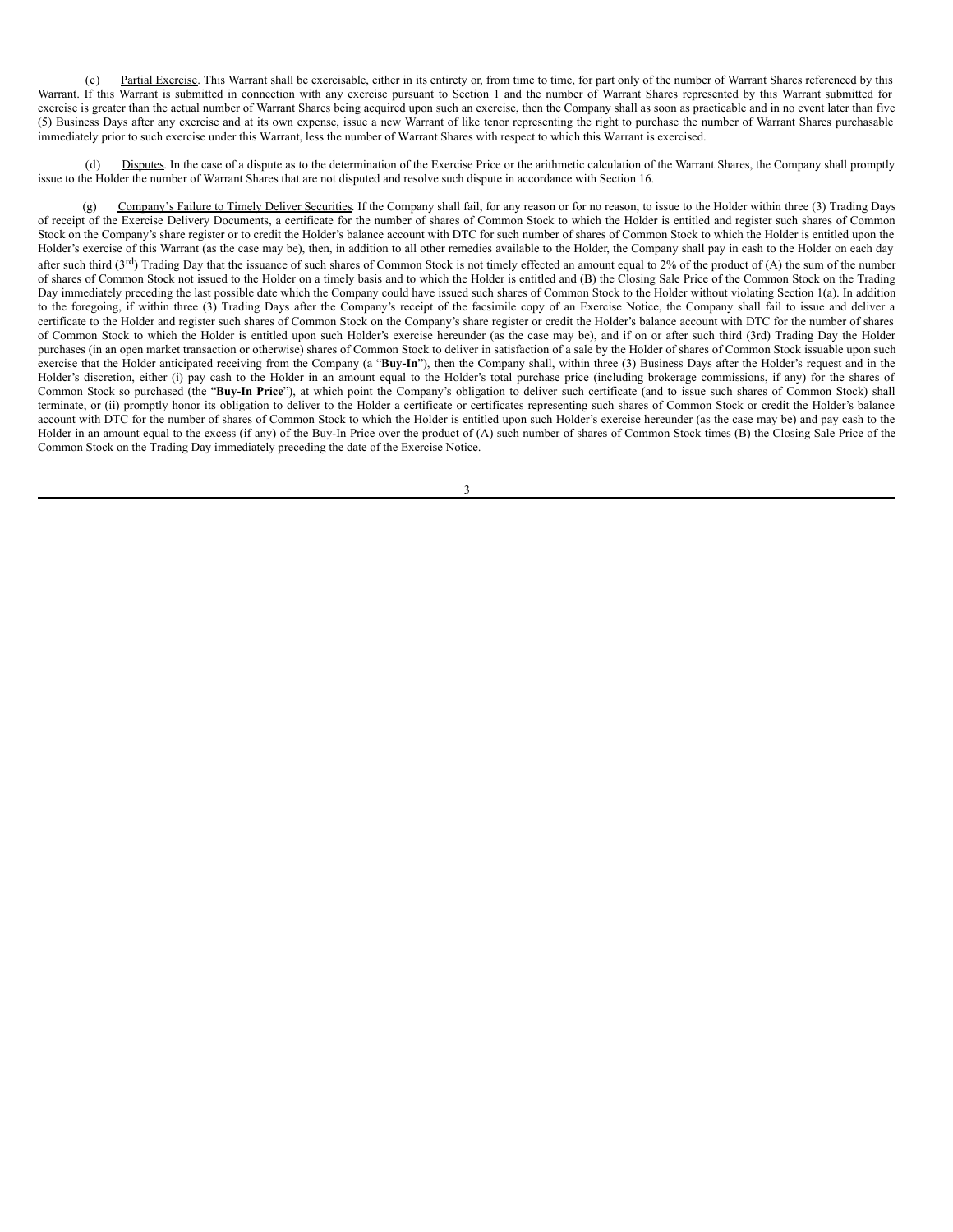(c) Partial Exercise. This Warrant shall be exercisable, either in its entirety or, from time to time, for part only of the number of Warrant Shares referenced by this Warrant. If this Warrant is submitted in connection with any exercise pursuant to Section 1 and the number of Warrant Shares represented by this Warrant submitted for exercise is greater than the actual number of Warrant Shares being acquired upon such an exercise, then the Company shall as soon as practicable and in no event later than five (5) Business Days after any exercise and at its own expense, issue a new Warrant of like tenor representing the right to purchase the number of Warrant Shares purchasable immediately prior to such exercise under this Warrant, less the number of Warrant Shares with respect to which this Warrant is exercised.

(d) Disputes. In the case of a dispute as to the determination of the Exercise Price or the arithmetic calculation of the Warrant Shares, the Company shall promptly issue to the Holder the number of Warrant Shares that are not disputed and resolve such dispute in accordance with Section 16.

(g) Company's Failure to Timely Deliver Securities. If the Company shall fail, for any reason or for no reason, to issue to the Holder within three (3) Trading Days of receipt of the Exercise Delivery Documents, a certificate for the number of shares of Common Stock to which the Holder is entitled and register such shares of Common Stock on the Company's share register or to credit the Holder's balance account with DTC for such number of shares of Common Stock to which the Holder is entitled upon the Holder's exercise of this Warrant (as the case may be), then, in addition to all other remedies available to the Holder, the Company shall pay in cash to the Holder on each day after such third (3rd) Trading Day that the issuance of such shares of Common Stock is not timely effected an amount equal to 2% of the product of (A) the sum of the number of shares of Common Stock not issued to the Holder on a timely basis and to which the Holder is entitled and (B) the Closing Sale Price of the Common Stock on the Trading Day immediately preceding the last possible date which the Company could have issued such shares of Common Stock to the Holder without violating Section 1(a). In addition to the foregoing, if within three (3) Trading Days after the Company's receipt of the facsimile copy of an Exercise Notice, the Company shall fail to issue and deliver a certificate to the Holder and register such shares of Common Stock on the Company's share register or credit the Holder's balance account with DTC for the number of shares of Common Stock to which the Holder is entitled upon such Holder's exercise hereunder (as the case may be), and if on or after such third (3rd) Trading Day the Holder purchases (in an open market transaction or otherwise) shares of Common Stock to deliver in satisfaction of a sale by the Holder of shares of Common Stock issuable upon such exercise that the Holder anticipated receiving from the Company (a "**Buy-In**"), then the Company shall, within three (3) Business Days after the Holder's request and in the Holder's discretion, either (i) pay cash to the Holder in an amount equal to the Holder's total purchase price (including brokerage commissions, if any) for the shares of Common Stock so purchased (the "**Buy-In Price**"), at which point the Company's obligation to deliver such certificate (and to issue such shares of Common Stock) shall terminate, or (ii) promptly honor its obligation to deliver to the Holder a certificate or certificates representing such shares of Common Stock or credit the Holder's balance account with DTC for the number of shares of Common Stock to which the Holder is entitled upon such Holder's exercise hereunder (as the case may be) and pay cash to the Holder in an amount equal to the excess (if any) of the Buy-In Price over the product of (A) such number of shares of Common Stock times (B) the Closing Sale Price of the Common Stock on the Trading Day immediately preceding the date of the Exercise Notice.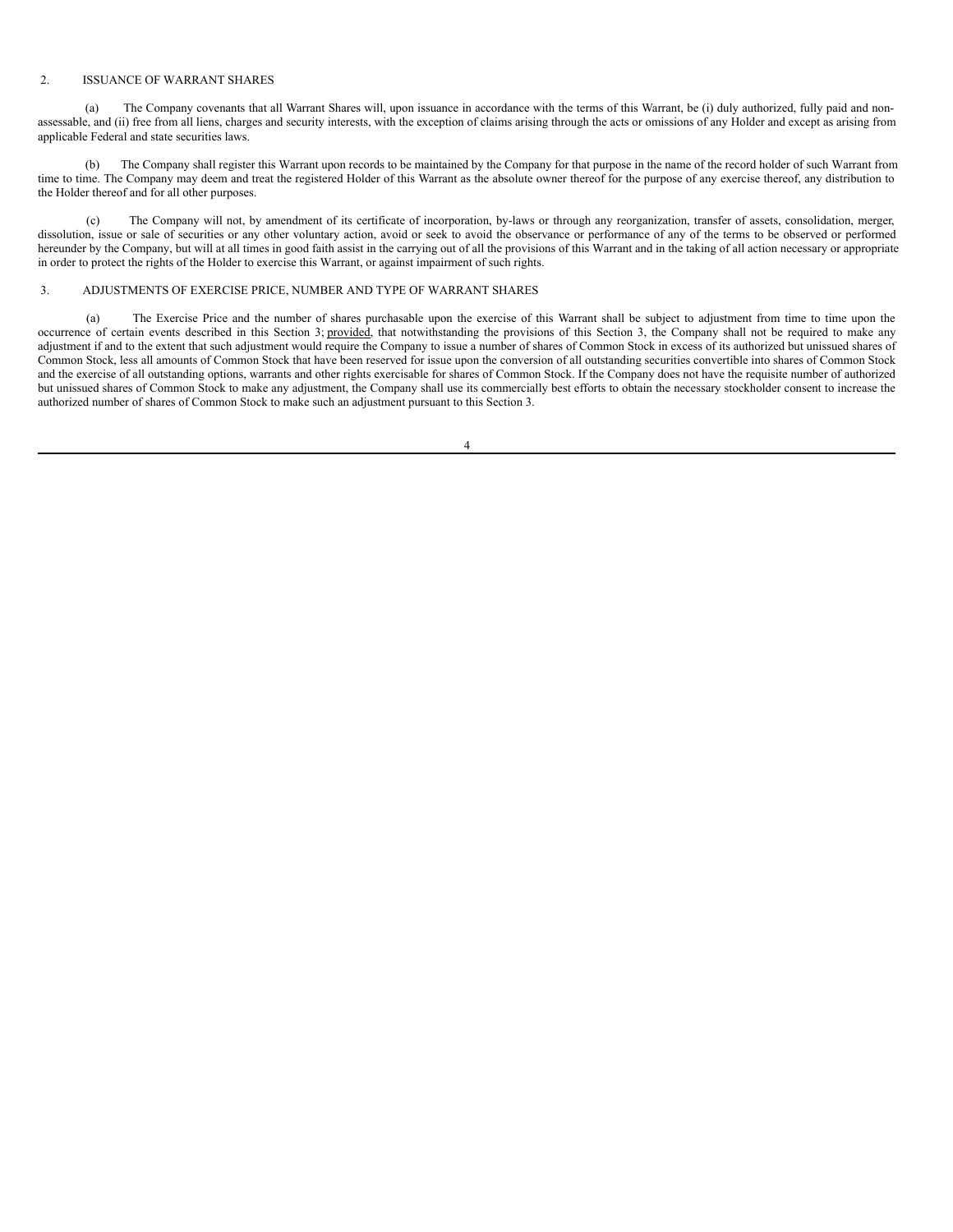## 2. ISSUANCE OF WARRANT SHARES

(a) The Company covenants that all Warrant Shares will, upon issuance in accordance with the terms of this Warrant, be (i) duly authorized, fully paid and non-assessable, and (ii) free from all liens, charges and security interests, with the exception of claims arising through the acts or omissions of any Holder and except as arising from applicable Federal and state securities laws.

(b) The Company shall register this Warrant upon records to be maintained by the Company for that purpose in the name of the record holder of such Warrant from time to time. The Company may deem and treat the registered Holder of this Warrant as the absolute owner thereof for the purpose of any exercise thereof, any distribution to the Holder thereof and for all other purposes.

(c) The Company will not, by amendment of its certificate of incorporation, by-laws or through any reorganization, transfer of assets, consolidation, merger, dissolution, issue or sale of securities or any other voluntary action, avoid or seek to avoid the observance or performance of any of the terms to be observed or performed hereunder by the Company, but will at all times in good faith assist in the carrying out of all the provisions of this Warrant and in the taking of all action necessary or appropriate in order to protect the rights of the Holder to exercise this Warrant, or against impairment of such rights.

## 3. ADJUSTMENTS OF EXERCISE PRICE, NUMBER AND TYPE OF WARRANT SHARES

(a) The Exercise Price and the number of shares purchasable upon the exercise of this Warrant shall be subject to adjustment from time to time upon the occurrence of certain events described in this Section 3; provided, that notwithstanding the provisions of this Section 3, the Company shall not be required to make any adjustment if and to the extent that such adjustment would require the Company to issue a number of shares of Common Stock in excess of its authorized but unissued shares of Common Stock, less all amounts of Common Stock that have been reserved for issue upon the conversion of all outstanding securities convertible into shares of Common Stock and the exercise of all outstanding options, warrants and other rights exercisable for shares of Common Stock. If the Company does not have the requisite number of authorized but unissued shares of Common Stock to make any adjustment, the Company shall use its commercially best efforts to obtain the necessary stockholder consent to increase the authorized number of shares of Common Stock to make such an adjustment pursuant to this Section 3.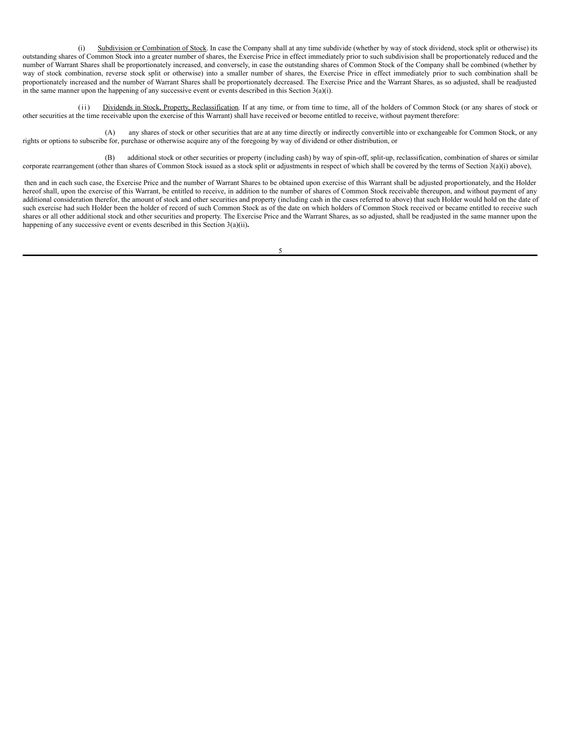(i) Subdivision or Combination of Stock. In case the Company shall at any time subdivide (whether by way of stock dividend, stock split or otherwise) its outstanding shares of Common Stock into a greater number of shares, the Exercise Price in effect immediately prior to such subdivision shall be proportionately reduced and the number of Warrant Shares shall be proportionately increased, and conversely, in case the outstanding shares of Common Stock of the Company shall be combined (whether by way of stock combination, reverse stock split or otherwise) into a smaller number of shares, the Exercise Price in effect immediately prior to such combination shall be proportionately increased and the number of Warrant Shares shall be proportionately decreased. The Exercise Price and the Warrant Shares, as so adjusted, shall be readjusted in the same manner upon the happening of any successive event or events described in this Section 3(a)(i).

(ii) Dividends in Stock, Property, Reclassification. If at any time, or from time to time, all of the holders of Common Stock (or any shares of stock or other securities at the time receivable upon the exercise of this Warrant) shall have received or become entitled to receive, without payment therefore:

(A) any shares of stock or other securities that are at any time directly or indirectly convertible into or exchangeable for Common Stock, or any rights or options to subscribe for, purchase or otherwise acquire any of the foregoing by way of dividend or other distribution, or

(B) additional stock or other securities or property (including cash) by way of spin-off, split-up, reclassification, combination of shares or similar corporate rearrangement (other than shares of Common Stock issued as a stock split or adjustments in respect of which shall be covered by the terms of Section 3(a)(i) above),

then and in each such case, the Exercise Price and the number of Warrant Shares to be obtained upon exercise of this Warrant shall be adjusted proportionately, and the Holder hereof shall, upon the exercise of this Warrant, be entitled to receive, in addition to the number of shares of Common Stock receivable thereupon, and without payment of any additional consideration therefor, the amount of stock and other securities and property (including cash in the cases referred to above) that such Holder would hold on the date of such exercise had such Holder been the holder of record of such Common Stock as of the date on which holders of Common Stock received or became entitled to receive such shares or all other additional stock and other securities and property. The Exercise Price and the Warrant Shares, as so adjusted, shall be readjusted in the same manner upon the happening of any successive event or events described in this Section 3(a)(ii).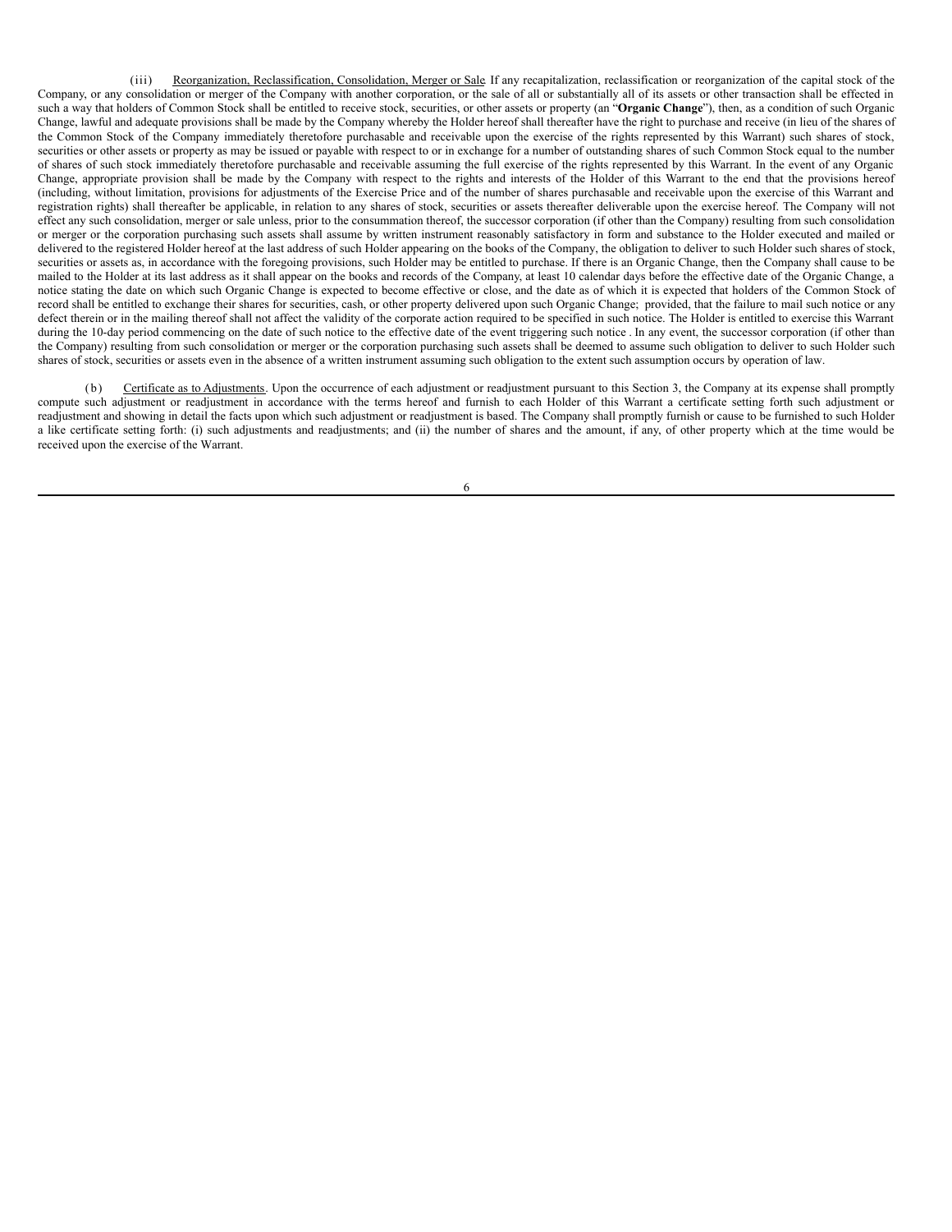(iii) Reorganization, Reclassification, Consolidation, Merger or Sale. If any recapitalization, reclassification or reorganization of the capital stock of the Company, or any consolidation or merger of the Company with another corporation, or the sale of all or substantially all of its assets or other transaction shall be effected in such a way that holders of Common Stock shall be entitled to receive stock, securities, or other assets or property (an "**Organic Change**"), then, as a condition of such Organic Change, lawful and adequate provisions shall be made by the Company whereby the Holder hereof shall thereafter have the right to purchase and receive (in lieu of the shares of the Common Stock of the Company immediately theretofore purchasable and receivable upon the exercise of the rights represented by this Warrant) such shares of stock, securities or other assets or property as may be issued or payable with respect to or in exchange for a number of outstanding shares of such Common Stock equal to the number of shares of such stock immediately theretofore purchasable and receivable assuming the full exercise of the rights represented by this Warrant. In the event of any Organic Change, appropriate provision shall be made by the Company with respect to the rights and interests of the Holder of this Warrant to the end that the provisions hereof (including, without limitation, provisions for adjustments of the Exercise Price and of the number of shares purchasable and receivable upon the exercise of this Warrant and registration rights) shall thereafter be applicable, in relation to any shares of stock, securities or assets thereafter deliverable upon the exercise hereof. The Company will not effect any such consolidation, merger or sale unless, prior to the consummation thereof, the successor corporation (if other than the Company) resulting from such consolidation or merger or the corporation purchasing such assets shall assume by written instrument reasonably satisfactory in form and substance to the Holder executed and mailed or delivered to the registered Holder hereof at the last address of such Holder appearing on the books of the Company, the obligation to deliver to such Holder such shares of stock, securities or assets as, in accordance with the foregoing provisions, such Holder may be entitled to purchase. If there is an Organic Change, then the Company shall cause to be mailed to the Holder at its last address as it shall appear on the books and records of the Company, at least 10 calendar days before the effective date of the Organic Change, a notice stating the date on which such Organic Change is expected to become effective or close, and the date as of which it is expected that holders of the Common Stock of record shall be entitled to exchange their shares for securities, cash, or other property delivered upon such Organic Change; provided, that the failure to mail such notice or any defect therein or in the mailing thereof shall not affect the validity of the corporate action required to be specified in such notice. The Holder is entitled to exercise this Warrant during the 10-day period commencing on the date of such notice to the effective date of the event triggering such notice . In any event, the successor corporation (if other than the Company) resulting from such consolidation or merger or the corporation purchasing such assets shall be deemed to assume such obligation to deliver to such Holder such shares of stock, securities or assets even in the absence of a written instrument assuming such obligation to the extent such assumption occurs by operation of law.

(b) Certificate as to Adjustments. Upon the occurrence of each adjustment or readjustment pursuant to this Section 3, the Company at its expense shall promptly compute such adjustment or readjustment in accordance with the terms hereof and furnish to each Holder of this Warrant a certificate setting forth such adjustment or readjustment and showing in detail the facts upon which such adjustment or readjustment is based. The Company shall promptly furnish or cause to be furnished to such Holder a like certificate setting forth: (i) such adjustments and readjustments; and (ii) the number of shares and the amount, if any, of other property which at the time would be received upon the exercise of the Warrant.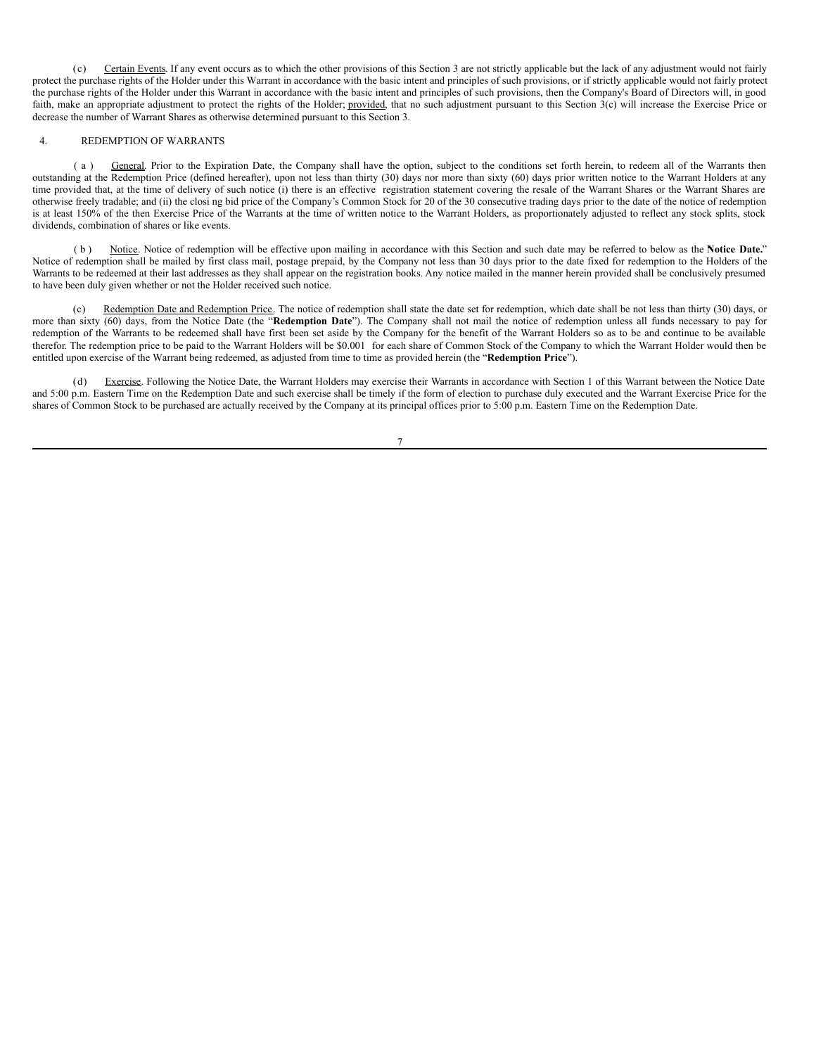(c) Certain Events. If any event occurs as to which the other provisions of this Section 3 are not strictly applicable but the lack of any adjustment would not fairly protect the purchase rights of the Holder under this Warrant in accordance with the basic intent and principles of such provisions, or if strictly applicable would not fairly protect the purchase rights of the Holder under this Warrant in accordance with the basic intent and principles of such provisions, then the Company's Board of Directors will, in good faith, make an appropriate adjustment to protect the rights of the Holder; provided, that no such adjustment pursuant to this Section 3(c) will increase the Exercise Price or decrease the number of Warrant Shares as otherwise determined pursuant to this Section 3.

4. REDEMPTION OF WARRANTS

(a) General. Prior to the Expiration Date, the Company shall have the option, subject to the conditions set forth herein, to redeem all of the Warrants then outstanding at the Redemption Price (defined hereafter), upon not less than thirty (30) days nor more than sixty (60) days prior written notice to the Warrant Holders at any time provided that, at the time of delivery of such notice (i) there is an effective registration statement covering the resale of the Warrant Shares or the Warrant Shares are otherwise freely tradable; and (ii) the closi ng bid price of the Company's Common Stock for 20 of the 30 consecutive trading days prior to the date of the notice of redemption is at least 150% of the then Exercise Price of the Warrants at the time of written notice to the Warrant Holders, as proportionately adjusted to reflect any stock splits, stock dividends, combination of shares or like events.

(b) Notice. Notice of redemption will be effective upon mailing in accordance with this Section and such date may be referred to below as the **Notice Date.**" Notice of redemption shall be mailed by first class mail, postage prepaid, by the Company not less than 30 days prior to the date fixed for redemption to the Holders of the Warrants to be redeemed at their last addresses as they shall appear on the registration books. Any notice mailed in the manner herein provided shall be conclusively presumed to have been duly given whether or not the Holder received such notice.

(c) Redemption Date and Redemption Price. The notice of redemption shall state the date set for redemption, which date shall be not less than thirty (30) days, or more than sixty (60) days, from the Notice Date (the "**Redemption Date**"). The Company shall not mail the notice of redemption unless all funds necessary to pay for redemption of the Warrants to be redeemed shall have first been set aside by the Company for the benefit of the Warrant Holders so as to be and continue to be available therefor. The redemption price to be paid to the Warrant Holders will be $0.001 for each share of Common Stock of the Company to which the Warrant Holder would then be entitled upon exercise of the Warrant being redeemed, as adjusted from time to time as provided herein (the "**Redemption Price**").

(d) Exercise. Following the Notice Date, the Warrant Holders may exercise their Warrants in accordance with Section 1 of this Warrant between the Notice Date and 5:00 p.m. Eastern Time on the Redemption Date and such exercise shall be timely if the form of election to purchase duly executed and the Warrant Exercise Price for the shares of Common Stock to be purchased are actually received by the Company at its principal offices prior to 5:00 p.m. Eastern Time on the Redemption Date.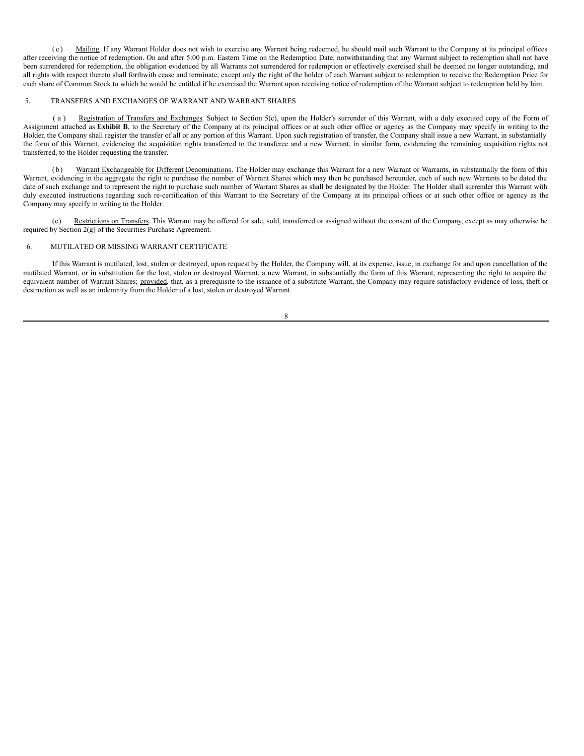(e) Mailing. If any Warrant Holder does not wish to exercise any Warrant being redeemed, he should mail such Warrant to the Company at its principal offices after receiving the notice of redemption. On and after 5:00 p.m. Eastern Time on the Redemption Date, notwithstanding that any Warrant subject to redemption shall not have been surrendered for redemption, the obligation evidenced by all Warrants not surrendered for redemption or effectively exercised shall be deemed no longer outstanding, and all rights with respect thereto shall forthwith cease and terminate, except only the right of the holder of each Warrant subject to redemption to receive the Redemption Price for each share of Common Stock to which he would be entitled if he exercised the Warrant upon receiving notice of redemption of the Warrant subject to redemption held by him.

## 5. TRANSFERS AND EXCHANGES OF WARRANT AND WARRANT SHARES

(a) Registration of Transfers and Exchanges. Subject to Section 5(c), upon the Holder's surrender of this Warrant, with a duly executed copy of the Form of Assignment attached as **Exhibit B**, to the Secretary of the Company at its principal offices or at such other office or agency as the Company may specify in writing to the Holder, the Company shall register the transfer of all or any portion of this Warrant. Upon such registration of transfer, the Company shall issue a new Warrant, in substantially the form of this Warrant, evidencing the acquisition rights transferred to the transferee and a new Warrant, in similar form, evidencing the remaining acquisition rights not transferred, to the Holder requesting the transfer.

(b) Warrant Exchangeable for Different Denominations. The Holder may exchange this Warrant for a new Warrant or Warrants, in substantially the form of this Warrant, evidencing in the aggregate the right to purchase the number of Warrant Shares which may then be purchased hereunder, each of such new Warrants to be dated the date of such exchange and to represent the right to purchase such number of Warrant Shares as shall be designated by the Holder. The Holder shall surrender this Warrant with duly executed instructions regarding such re-certification of this Warrant to the Secretary of the Company at its principal offices or at such other office or agency as the Company may specify in writing to the Holder.

(c) Restrictions on Transfers. This Warrant may be offered for sale, sold, transferred or assigned without the consent of the Company, except as may otherwise be required by Section 2(g) of the Securities Purchase Agreement.

## 6. MUTILATED OR MISSING WARRANT CERTIFICATE

If this Warrant is mutilated, lost, stolen or destroyed, upon request by the Holder, the Company will, at its expense, issue, in exchange for and upon cancellation of the mutilated Warrant, or in substitution for the lost, stolen or destroyed Warrant, a new Warrant, in substantially the form of this Warrant, representing the right to acquire the equivalent number of Warrant Shares; provided, that, as a prerequisite to the issuance of a substitute Warrant, the Company may require satisfactory evidence of loss, theft or destruction as well as an indemnity from the Holder of a lost, stolen or destroyed Warrant.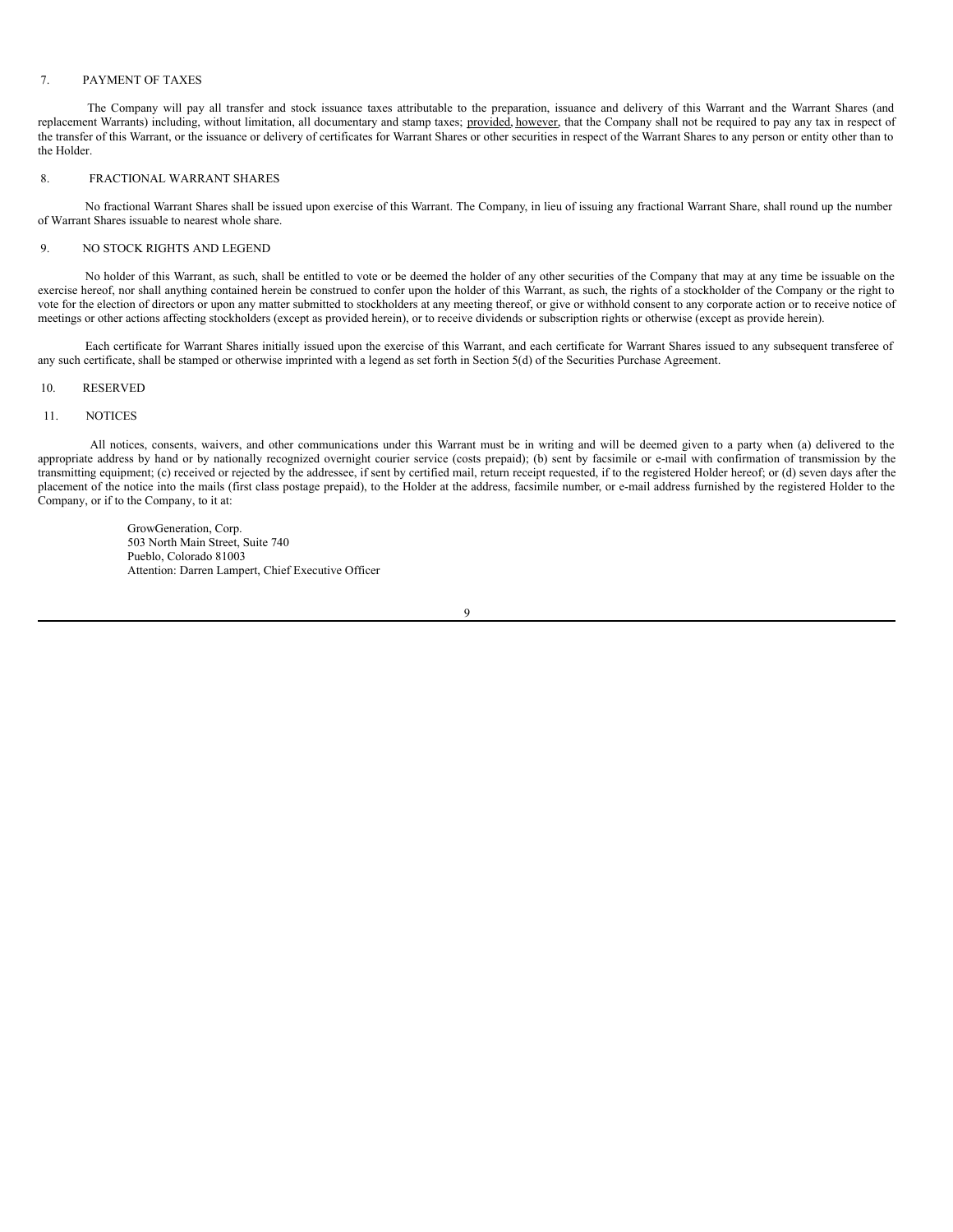## 7. PAYMENT OF TAXES

The Company will pay all transfer and stock issuance taxes attributable to the preparation, issuance and delivery of this Warrant and the Warrant Shares (and replacement Warrants) including, without limitation, all documentary and stamp taxes; provided, however, that the Company shall not be required to pay any tax in respect of the transfer of this Warrant, or the issuance or delivery of certificates for Warrant Shares or other securities in respect of the Warrant Shares to any person or entity other than to the Holder.

## 8. FRACTIONAL WARRANT SHARES

No fractional Warrant Shares shall be issued upon exercise of this Warrant. The Company, in lieu of issuing any fractional Warrant Share, shall round up the number of Warrant Shares issuable to nearest whole share.

## 9. NO STOCK RIGHTS AND LEGEND

No holder of this Warrant, as such, shall be entitled to vote or be deemed the holder of any other securities of the Company that may at any time be issuable on the exercise hereof, nor shall anything contained herein be construed to confer upon the holder of this Warrant, as such, the rights of a stockholder of the Company or the right to vote for the election of directors or upon any matter submitted to stockholders at any meeting thereof, or give or withhold consent to any corporate action or to receive notice of meetings or other actions affecting stockholders (except as provided herein), or to receive dividends or subscription rights or otherwise (except as provide herein).

Each certificate for Warrant Shares initially issued upon the exercise of this Warrant, and each certificate for Warrant Shares issued to any subsequent transferee of any such certificate, shall be stamped or otherwise imprinted with a legend as set forth in Section 5(d) of the Securities Purchase Agreement.

## 10. RESERVED

## 11. NOTICES

All notices, consents, waivers, and other communications under this Warrant must be in writing and will be deemed given to a party when (a) delivered to the appropriate address by hand or by nationally recognized overnight courier service (costs prepaid); (b) sent by facsimile or e-mail with confirmation of transmission by the transmitting equipment; (c) received or rejected by the addressee, if sent by certified mail, return receipt requested, if to the registered Holder hereof; or (d) seven days after the placement of the notice into the mails (first class postage prepaid), to the Holder at the address, facsimile number, or e-mail address furnished by the registered Holder to the Company, or if to the Company, to it at:

GrowGeneration, Corp.
503 North Main Street, Suite 740
Pueblo, Colorado 81003
Attention: Darren Lampert, Chief Executive Officer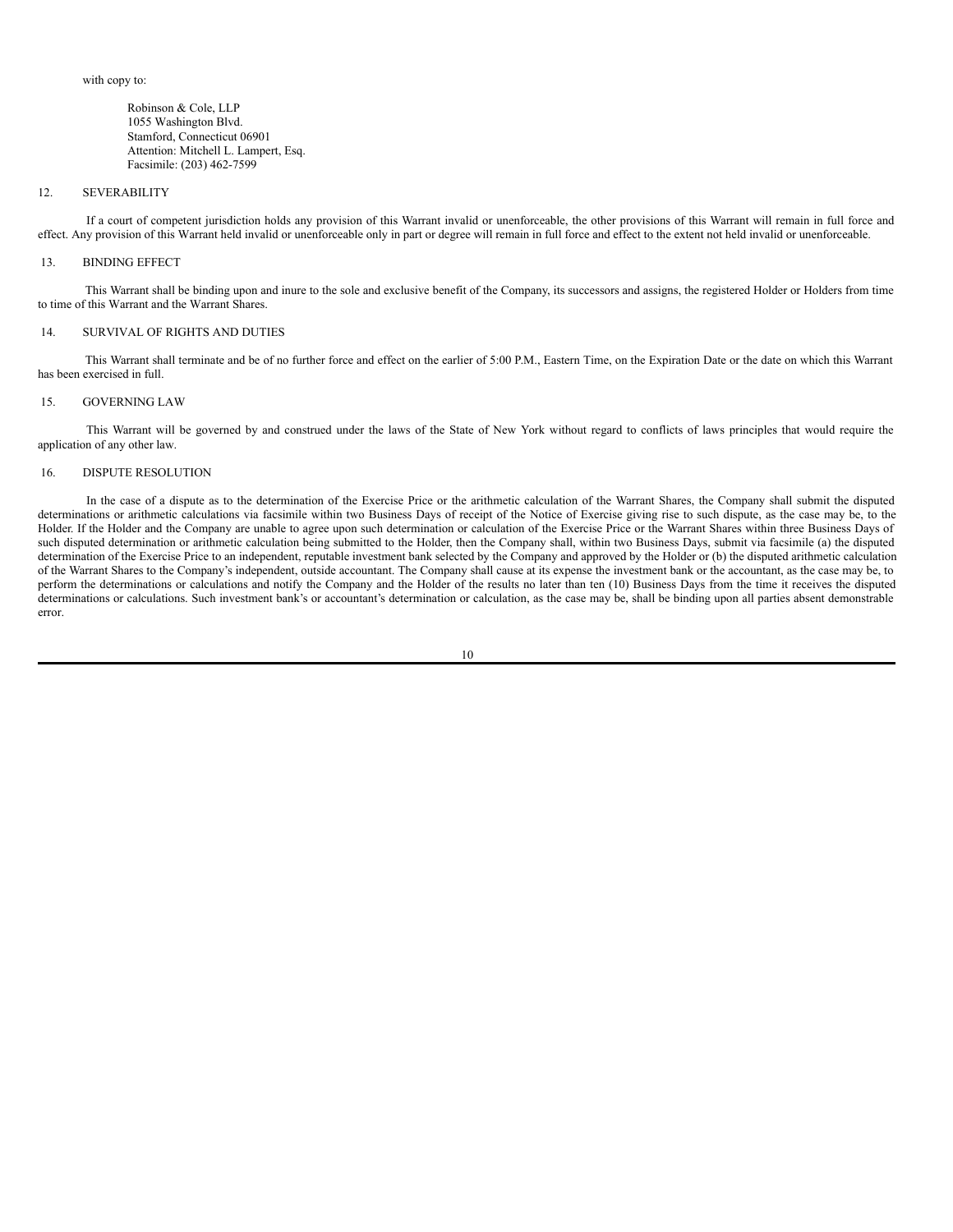with copy to:

Robinson & Cole, LLP
1055 Washington Blvd.
Stamford, Connecticut 06901
Attention: Mitchell L. Lampert, Esq.
Facsimile: (203) 462-7599

## 12. SEVERABILITY

If a court of competent jurisdiction holds any provision of this Warrant invalid or unenforceable, the other provisions of this Warrant will remain in full force and effect. Any provision of this Warrant held invalid or unenforceable only in part or degree will remain in full force and effect to the extent not held invalid or unenforceable.

## 13. BINDING EFFECT

This Warrant shall be binding upon and inure to the sole and exclusive benefit of the Company, its successors and assigns, the registered Holder or Holders from time to time of this Warrant and the Warrant Shares.

## 14. SURVIVAL OF RIGHTS AND DUTIES

This Warrant shall terminate and be of no further force and effect on the earlier of 5:00 P.M., Eastern Time, on the Expiration Date or the date on which this Warrant has been exercised in full.

## 15. GOVERNING LAW

This Warrant will be governed by and construed under the laws of the State of New York without regard to conflicts of laws principles that would require the application of any other law.

## 16. DISPUTE RESOLUTION

In the case of a dispute as to the determination of the Exercise Price or the arithmetic calculation of the Warrant Shares, the Company shall submit the disputed determinations or arithmetic calculations via facsimile within two Business Days of receipt of the Notice of Exercise giving rise to such dispute, as the case may be, to the Holder. If the Holder and the Company are unable to agree upon such determination or calculation of the Exercise Price or the Warrant Shares within three Business Days of such disputed determination or arithmetic calculation being submitted to the Holder, then the Company shall, within two Business Days, submit via facsimile (a) the disputed determination of the Exercise Price to an independent, reputable investment bank selected by the Company and approved by the Holder or (b) the disputed arithmetic calculation of the Warrant Shares to the Company's independent, outside accountant. The Company shall cause at its expense the investment bank or the accountant, as the case may be, to perform the determinations or calculations and notify the Company and the Holder of the results no later than ten (10) Business Days from the time it receives the disputed determinations or calculations. Such investment bank's or accountant's determination or calculation, as the case may be, shall be binding upon all parties absent demonstrable error.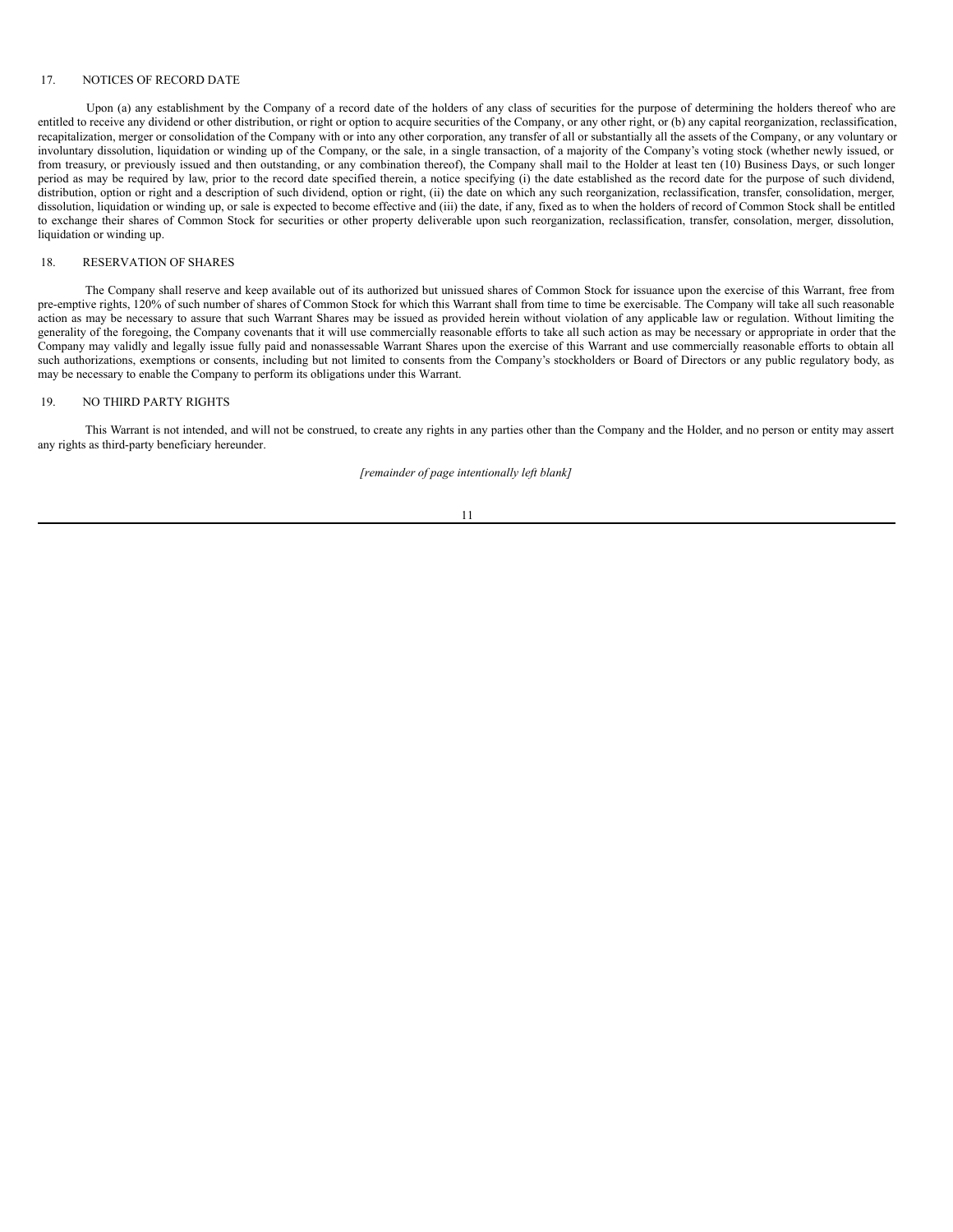## 17. NOTICES OF RECORD DATE

Upon (a) any establishment by the Company of a record date of the holders of any class of securities for the purpose of determining the holders thereof who are entitled to receive any dividend or other distribution, or right or option to acquire securities of the Company, or any other right, or (b) any capital reorganization, reclassification, recapitalization, merger or consolidation of the Company with or into any other corporation, any transfer of all or substantially all the assets of the Company, or any voluntary or involuntary dissolution, liquidation or winding up of the Company, or the sale, in a single transaction, of a majority of the Company's voting stock (whether newly issued, or from treasury, or previously issued and then outstanding, or any combination thereof), the Company shall mail to the Holder at least ten (10) Business Days, or such longer period as may be required by law, prior to the record date specified therein, a notice specifying (i) the date established as the record date for the purpose of such dividend, distribution, option or right and a description of such dividend, option or right, (ii) the date on which any such reorganization, reclassification, transfer, consolidation, merger, dissolution, liquidation or winding up, or sale is expected to become effective and (iii) the date, if any, fixed as to when the holders of record of Common Stock shall be entitled to exchange their shares of Common Stock for securities or other property deliverable upon such reorganization, reclassification, transfer, consolation, merger, dissolution, liquidation or winding up.

## 18. RESERVATION OF SHARES

The Company shall reserve and keep available out of its authorized but unissued shares of Common Stock for issuance upon the exercise of this Warrant, free from pre-emptive rights, 120% of such number of shares of Common Stock for which this Warrant shall from time to time be exercisable. The Company will take all such reasonable action as may be necessary to assure that such Warrant Shares may be issued as provided herein without violation of any applicable law or regulation. Without limiting the generality of the foregoing, the Company covenants that it will use commercially reasonable efforts to take all such action as may be necessary or appropriate in order that the Company may validly and legally issue fully paid and nonassessable Warrant Shares upon the exercise of this Warrant and use commercially reasonable efforts to obtain all such authorizations, exemptions or consents, including but not limited to consents from the Company's stockholders or Board of Directors or any public regulatory body, as may be necessary to enable the Company to perform its obligations under this Warrant.

## 19. NO THIRD PARTY RIGHTS

This Warrant is not intended, and will not be construed, to create any rights in any parties other than the Company and the Holder, and no person or entity may assert any rights as third-party beneficiary hereunder.

*[remainder of page intentionally left blank]*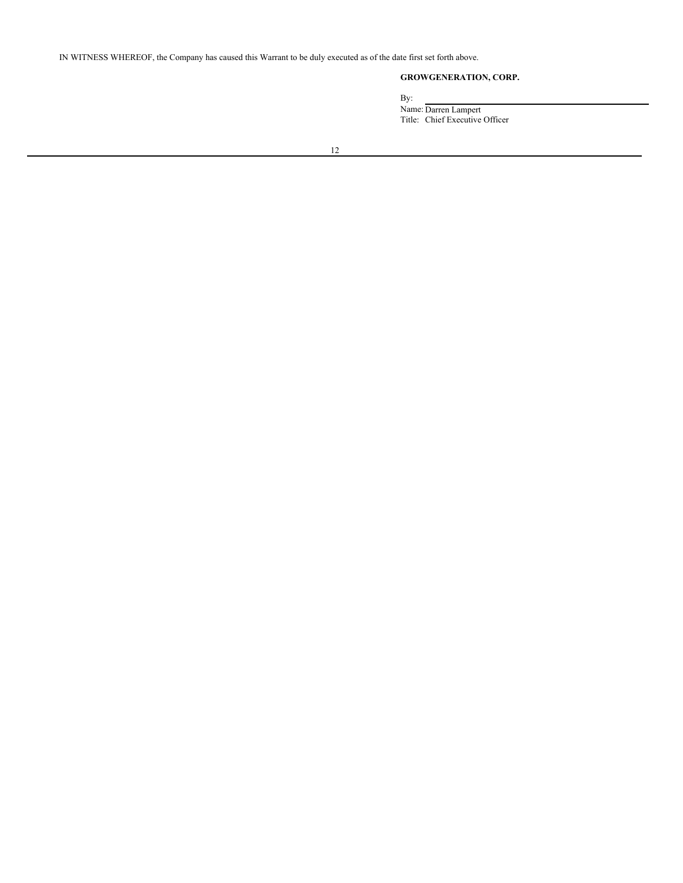IN WITNESS WHEREOF, the Company has caused this Warrant to be duly executed as of the date first set forth above.

**GROWGENERATION, CORP.**

By: \_\_\_\_\_\_\_\_\_\_\_\_\_\_\_\_\_\_\_\_\_\_\_\_\_\_\_\_\_\_
Name: Darren Lampert
Title: Chief Executive Officer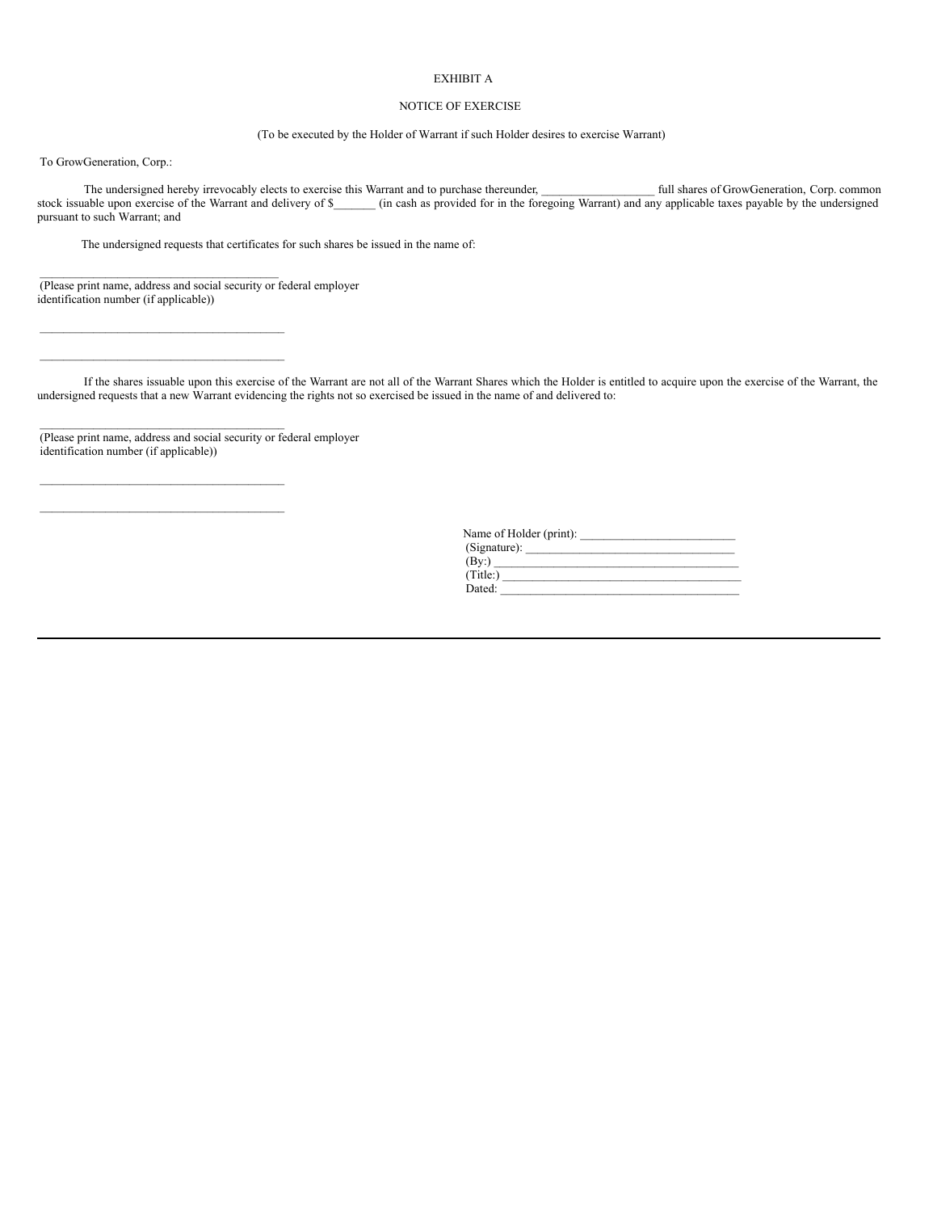EXHIBIT A

NOTICE OF EXERCISE

(To be executed by the Holder of Warrant if such Holder desires to exercise Warrant)

To GrowGeneration, Corp.:

The undersigned hereby irrevocably elects to exercise this Warrant and to purchase thereunder, ___________________ full shares of GrowGeneration, Corp. common stock issuable upon exercise of the Warrant and delivery of $_______ (in cash as provided for in the foregoing Warrant) and any applicable taxes payable by the undersigned pursuant to such Warrant; and

The undersigned requests that certificates for such shares be issued in the name of:

________________________________________
(Please print name, address and social security or federal employer identification number (if applicable))

________________________________________

________________________________________

If the shares issuable upon this exercise of the Warrant are not all of the Warrant Shares which the Holder is entitled to acquire upon the exercise of the Warrant, the undersigned requests that a new Warrant evidencing the rights not so exercised be issued in the name of and delivered to:

________________________________________
(Please print name, address and social security or federal employer identification number (if applicable))

________________________________________

________________________________________

Name of Holder (print): __________________________
(Signature): ___________________________________
(By:) ________________________________________
(Title:) ________________________________________
Dated: ________________________________________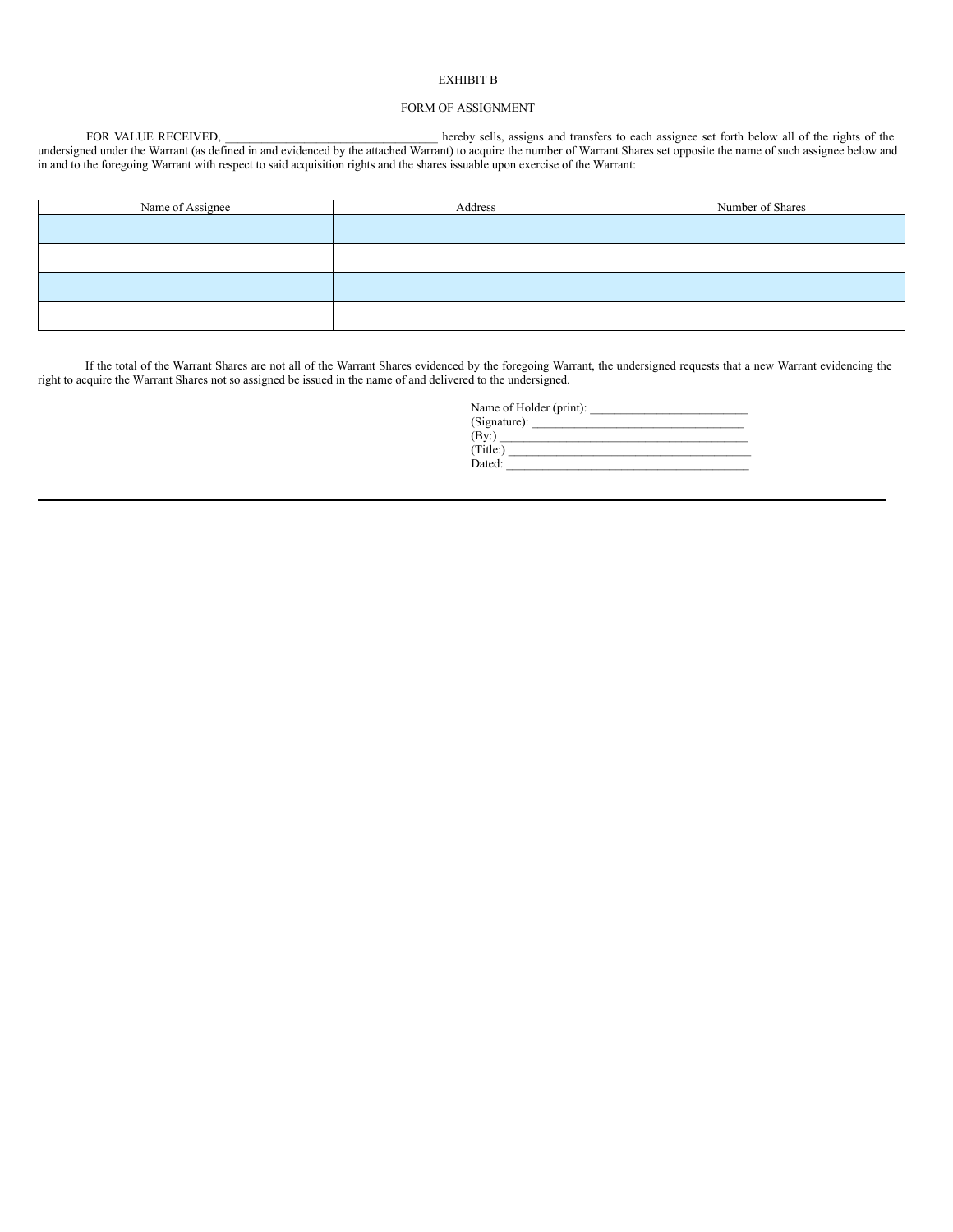EXHIBIT B

FORM OF ASSIGNMENT

FOR VALUE RECEIVED, ___________________________________ hereby sells, assigns and transfers to each assignee set forth below all of the rights of the undersigned under the Warrant (as defined in and evidenced by the attached Warrant) to acquire the number of Warrant Shares set opposite the name of such assignee below and in and to the foregoing Warrant with respect to said acquisition rights and the shares issuable upon exercise of the Warrant:

| Name of Assignee | Address | Number of Shares |
| --- | --- | --- |
| | | |
| | | |
| | | |
| | | |

If the total of the Warrant Shares are not all of the Warrant Shares evidenced by the foregoing Warrant, the undersigned requests that a new Warrant evidencing the right to acquire the Warrant Shares not so assigned be issued in the name of and delivered to the undersigned.

Name of Holder (print): ___________________________
(Signature): _____________________________________
(By:) ___________________________________________
(Title:) __________________________________________
Dated: __________________________________________